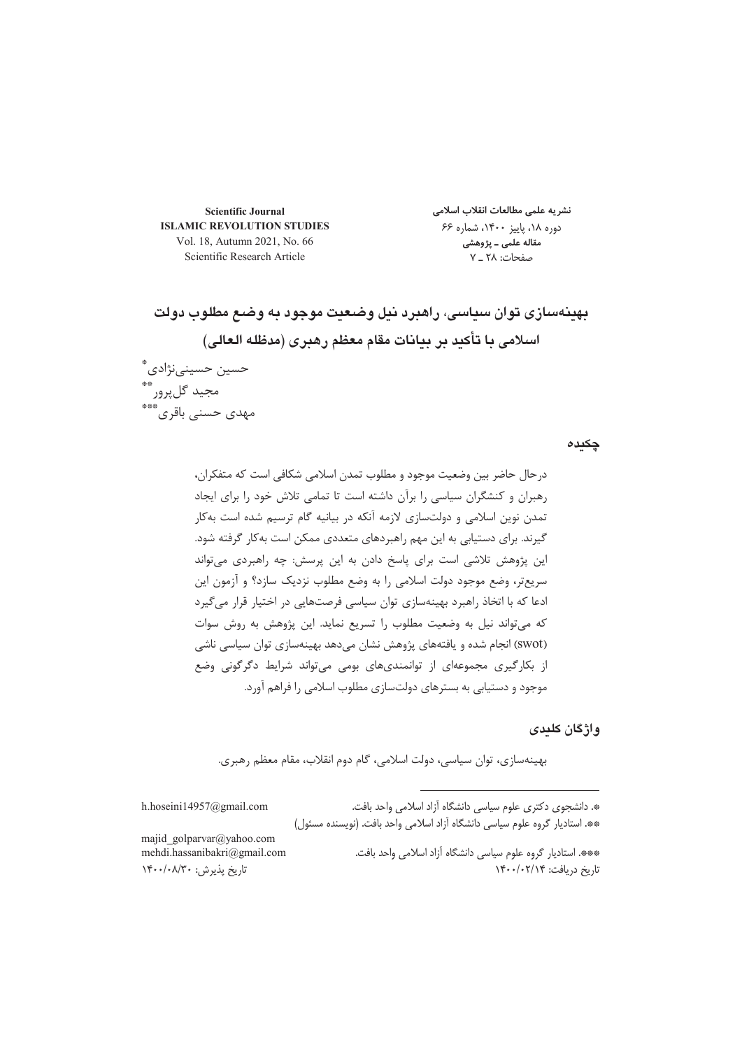**نشریه علمی مطالعات انقلاب اسلامی**
دوره ۱۸، پاییز ۱۴۰۰، شماره ۶۶
**مقاله علمی ـ پژوهشی**
صفحات: ۲۸ ـ ۷

**Scientific Journal**
**ISLAMIC REVOLUTION STUDIES**
Vol. 18, Autumn 2021, No. 66
Scientific Research Article

# بهینه‌سازی توان سیاسی، راهبرد نیل وضعیت موجود به وضع مطلوب دولت اسلامی با تأکید بر بیانات مقام معظم رهبری (مدظله العالی)

حسین حسینی‌نژادی[*]
مجید گل‌پرور[**]
مهدی حسنی باقری[***]

## چکیده

درحال حاضر بین وضعیت موجود و مطلوب تمدن اسلامی شکافی است که متفکران، رهبران و کنشگران سیاسی را برآن داشته است تا تمامی تلاش خود را برای ایجاد تمدن نوین اسلامی و دولت‌سازی لازمه آنکه در بیانیه گام ترسیم شده است به‌کار گیرند. برای دستیابی به این مهم راهبردهای متعددی ممکن است به‌کار گرفته شود. این پژوهش تلاشی است برای پاسخ دادن به این پرسش: چه راهبردی می‌تواند سریع‌تر، وضع موجود دولت اسلامی را به وضع مطلوب نزدیک سازد؟ و آزمون این ادعا که با اتخاذ راهبرد بهینه‌سازی توان سیاسی فرصت‌هایی در اختیار قرار می‌گیرد که می‌تواند نیل به وضعیت مطلوب را تسریع نماید. این پژوهش به روش سوات (swot) انجام شده و یافته‌های پژوهش نشان می‌دهد بهینه‌سازی توان سیاسی ناشی از بکارگیری مجموعه‌ای از توانمندی‌های بومی می‌تواند شرایط دگرگونی وضع موجود و دستیابی به بسترهای دولت‌سازی مطلوب اسلامی را فراهم آورد.

## واژگان کلیدی

بهینه‌سازی، توان سیاسی، دولت اسلامی، گام دوم انقلاب، مقام معظم رهبری.

---

*. دانشجوی دکتری علوم سیاسی دانشگاه آزاد اسلامی واحد بافت. h.hoseini14957@gmail.com

**. استادیار گروه علوم سیاسی دانشگاه آزاد اسلامی واحد بافت. (نویسنده مسئول) majid_golparvar@yahoo.com

***. استادیار گروه علوم سیاسی دانشگاه آزاد اسلامی واحد بافت. mehdi.hassanibakri@gmail.com

تاریخ دریافت: ۱۴۰۰/۰۲/۱۴ تاریخ پذیرش: ۱۴۰۰/۰۸/۳۰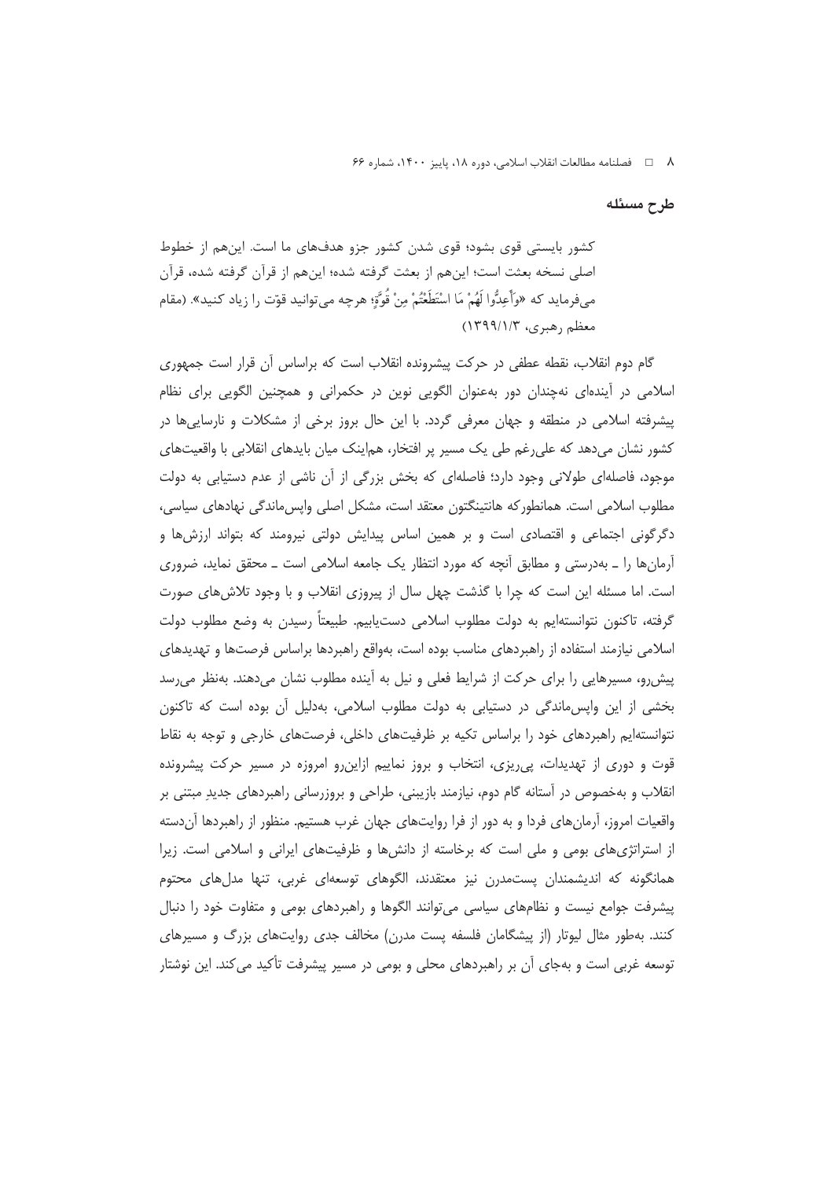## طرح مسئله

کشور بایستی قوی بشود؛ قوی شدن کشور جزو هدف‌های ما است. این‌هم از خطوط اصلی نسخه بعثت است؛ این‌هم از بعثت گرفته شده؛ این‌هم از قرآن گرفته شده، قرآن می‌فرماید که «وَأَعِدُّوا لَهُمْ مَا اسْتَطَعْتُمْ مِنْ قُوَّةٍ؛ هرچه می‌توانید قوّت را زیاد کنید». (مقام معظم رهبری، ۱۳۹۹/۱/۳)

گام دوم انقلاب، نقطه عطفی در حرکت پیشرونده انقلاب است که براساس آن قرار است جمهوری اسلامی در آینده‌ای نه‌چندان دور به‌عنوان الگویی نوین در حکمرانی و همچنین الگویی برای نظام پیشرفته اسلامی در منطقه و جهان معرفی گردد. با این حال بروز برخی از مشکلات و نارسایی‌ها در کشور نشان می‌دهد که علی‌رغم طی یک مسیر پر افتخار، هم‌اینک میان بایدهای انقلابی با واقعیت‌های موجود، فاصله‌ای طولانی وجود دارد؛ فاصله‌ای که بخش بزرگی از آن ناشی از عدم دستیابی به دولت مطلوب اسلامی است. همانطورکه هانتینگتون معتقد است، مشکل اصلی واپس‌ماندگی نهادهای سیاسی، دگرگونی اجتماعی و اقتصادی است و بر همین اساس پیدایش دولتی نیرومند که بتواند ارزش‌ها و آرمان‌ها را ـ به‌درستی و مطابق آنچه که مورد انتظار یک جامعه اسلامی است ـ محقق نماید، ضروری است. اما مسئله این است که چرا با گذشت چهل سال از پیروزی انقلاب و با وجود تلاش‌های صورت گرفته، تاکنون نتوانسته‌ایم به دولت مطلوب اسلامی دست‌یابیم. طبیعتاً رسیدن به وضع مطلوب دولت اسلامی نیازمند استفاده از راهبردهای مناسب بوده است، به‌واقع راهبردها براساس فرصت‌ها و تهدیدهای پیش‌رو، مسیرهایی را برای حرکت از شرایط فعلی و نیل به آینده مطلوب نشان می‌دهند. به‌نظر می‌رسد بخشی از این واپس‌ماندگی در دستیابی به دولت مطلوب اسلامی، به‌دلیل آن بوده است که تاکنون نتوانسته‌ایم راهبردهای خود را براساس تکیه بر ظرفیت‌های داخلی، فرصت‌های خارجی و توجه به نقاط قوت و دوری از تهدیدات، پی‌ریزی، انتخاب و بروز نماییم ازاین‌رو امروزه در مسیر حرکت پیشرونده انقلاب و به‌خصوص در آستانه گام دوم، نیازمند بازبینی، طراحی و بروزرسانی راهبردهای جدیدِ مبتنی بر واقعیات امروز، آرمان‌های فردا و به دور از فرا روایت‌های جهان غرب هستیم. منظور از راهبردها آن‌دسته از استراتژی‌های بومی و ملی است که برخاسته از دانش‌ها و ظرفیت‌های ایرانی و اسلامی است. زیرا همانگونه که اندیشمندان پست‌مدرن نیز معتقدند، الگوهای توسعه‌ای غربی، تنها مدل‌های محتوم پیشرفت جوامع نیست و نظام‌های سیاسی می‌توانند الگوها و راهبردهای بومی و متفاوت خود را دنبال کنند. به‌طور مثال لیوتار (از پیشگامان فلسفه پست مدرن) مخالف جدی روایت‌های بزرگ و مسیرهای توسعه غربی است و به‌جای آن بر راهبردهای محلی و بومی در مسیر پیشرفت تأکید می‌کند. این نوشتار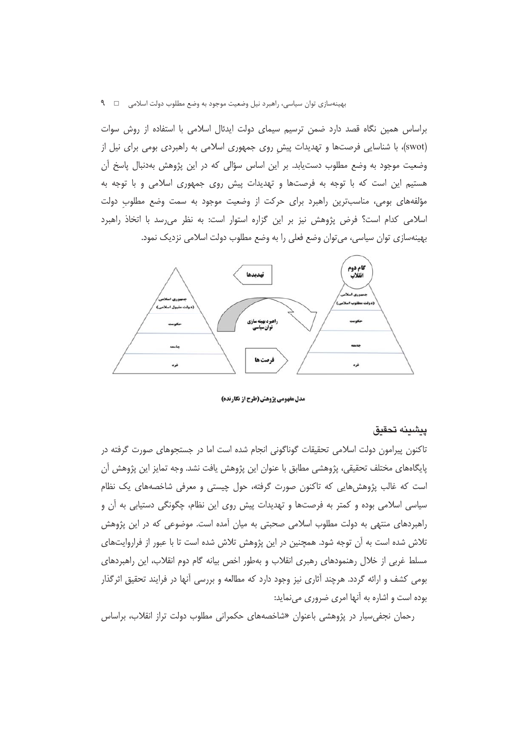براساس همین نگاه قصد دارد ضمن ترسیم سیمای دولت ایدئال اسلامی با استفاده از روش سوات (swot)، با شناسایی فرصت‌ها و تهدیدات پیشِ روی جمهوری اسلامی به راهبردی بومی برای نیل از وضعیت موجود به وضع مطلوب دست‌یابد. بر این اساس سؤالی که در این پژوهش به‌دنبال پاسخ آن هستیم این است که با توجه به فرصت‌ها و تهدیدات پیش روی جمهوری اسلامی و با توجه به مؤلفه‌های بومی، مناسب‌ترین راهبرد برای حرکت از وضعیت موجود به سمت وضع مطلوبِ دولت اسلامی کدام است؟ فرض پژوهش نیز بر این گزاره استوار است: به نظر می‌رسد با اتخاذ راهبرد بهینه‌سازی توان سیاسی، می‌توان وضع فعلی را به وضع مطلوب دولت اسلامی نزدیک نمود.

مدل مفهومی پژوهش (طرح از نگارنده)

## پیشینه تحقیق

تاکنون پیرامون دولت اسلامی تحقیقات گوناگونی انجام شده است اما در جستجوهای صورت گرفته در پایگاه‌های مختلف تحقیقی، پژوهشی مطابق با عنوان این پژوهش یافت نشد. وجه تمایز این پژوهش آن است که غالب پژوهش‌هایی که تاکنون صورت گرفته، حول چیستی و معرفی شاخصه‌های یک نظام سیاسی اسلامی بوده و کمتر به فرصت‌ها و تهدیدات پیش روی این نظام، چگونگی دستیابی به آن و راهبردهای منتهی به دولت مطلوب اسلامی صحبتی به میان آمده است. موضوعی که در این پژوهش تلاش شده است به آن توجه شود. همچنین در این پژوهش تلاش شده است تا با عبور از فراروایت‌های مسلط غربی از خلال رهنمودهای رهبری انقلاب و به‌طور اخص بیانه گام دوم انقلاب، این راهبردهای بومی کشف و ارائه گردد. هرچند آثاری نیز وجود دارد که مطالعه و بررسی آنها در فرایند تحقیق اثرگذار بوده است و اشاره به آنها امری ضروری می‌نماید:

رحمان نجفی‌سیار در پژوهشی باعنوان «شاخصه‌های حکمرانی مطلوب دولت تراز انقلاب، براساس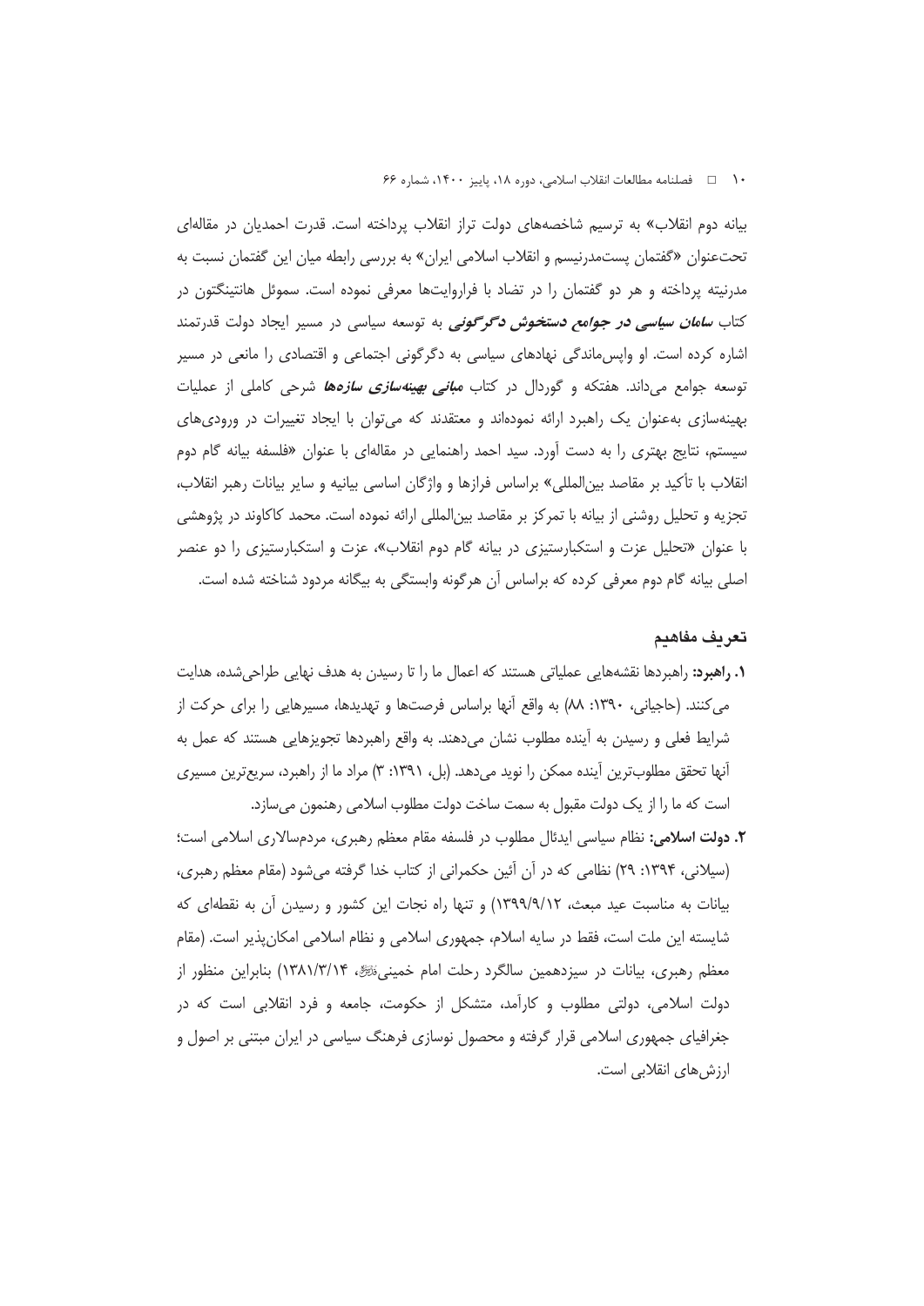بیانه دوم انقلاب» به ترسیم شاخصه‌های دولت تراز انقلاب پرداخته است. قدرت احمدیان در مقاله‌ای تحت‌عنوان «گفتمان پست‌مدرنیسم و انقلاب اسلامی ایران» به بررسی رابطه میان این گفتمان نسبت به مدرنیته پرداخته و هر دو گفتمان را در تضاد با فراروایت‌ها معرفی نموده است. سموئل هانتینگتون در کتاب ***سامان سیاسی در جوامع دستخوش دگرگونی*** به توسعه سیاسی در مسیر ایجاد دولت قدرتمند اشاره کرده است. او واپس‌ماندگی نهادهای سیاسی به دگرگونی اجتماعی و اقتصادی را مانعی در مسیر توسعه جوامع می‌داند. هفتکه و گوردال در کتاب ***مبانی بهینه‌سازی سازه‌ها*** شرحی کاملی از عملیات بهینه‌سازی به‌عنوان یک راهبرد ارائه نموده‌اند و معتقدند که می‌توان با ایجاد تغییرات در ورودی‌های سیستم، نتایج بهتری را به دست آورد. سید احمد راهنمایی در مقاله‌ای با عنوان «فلسفه بیانه گام دوم انقلاب با تأکید بر مقاصد بین‌المللی» براساس فرازها و واژگان اساسی بیانیه و سایر بیانات رهبر انقلاب، تجزیه و تحلیل روشنی از بیانه با تمرکز بر مقاصد بین‌المللی ارائه نموده است. محمد کاکاوند در پژوهشی با عنوان «تحلیل عزت و استکبارستیزی در بیانه گام دوم انقلاب»، عزت و استکبارستیزی را دو عنصر اصلی بیانه گام دوم معرفی کرده که براساس آن هرگونه وابستگی به بیگانه مردود شناخته شده است.

## تعریف مفاهیم

**۱. راهبرد:** راهبردها نقشه‌هایی عملیاتی هستند که اعمال ما را تا رسیدن به هدف نهایی طراحی‌شده، هدایت می‌کنند. (حاجیانی، ۱۳۹۰: ۸۸) به واقع آنها براساس فرصت‌ها و تهدیدها، مسیرهایی را برای حرکت از شرایط فعلی و رسیدن به آینده مطلوب نشان می‌دهند. به واقع راهبردها تجویزهایی هستند که عمل به آنها تحقق مطلوب‌ترین آینده ممکن را نوید می‌دهد. (بل، ۱۳۹۱: ۳) مراد ما از راهبرد، سریع‌ترین مسیری است که ما را از یک دولت مقبول به سمت ساخت دولت مطلوب اسلامی رهنمون می‌سازد.

**۲. دولت اسلامی:** نظام سیاسی ایدئال مطلوب در فلسفه مقام معظم رهبری، مردم‌سالاری اسلامی است؛ (سیلانی، ۱۳۹۴: ۲۹) نظامی که در آن آئین حکمرانی از کتاب خدا گرفته می‌شود (مقام معظم رهبری، بیانات به مناسبت عید مبعث، ۱۳۹۹/۹/۱۲) و تنها راه نجات این کشور و رسیدن آن به نقطه‌ای که شایسته این ملت است، فقط در سایه اسلام، جمهوری اسلامی و نظام اسلامی امکان‌پذیر است. (مقام معظم رهبری، بیانات در سیزدهمین سالگرد رحلت امام خمینی‌ﷺ، ۱۳۸۱/۳/۱۴) بنابراین منظور از دولت اسلامی، دولتی مطلوب و کارآمد، متشکل از حکومت، جامعه و فرد انقلابی است که در جغرافیای جمهوری اسلامی قرار گرفته و محصول نوسازی فرهنگ سیاسی در ایران مبتنی بر اصول و ارزش‌های انقلابی است.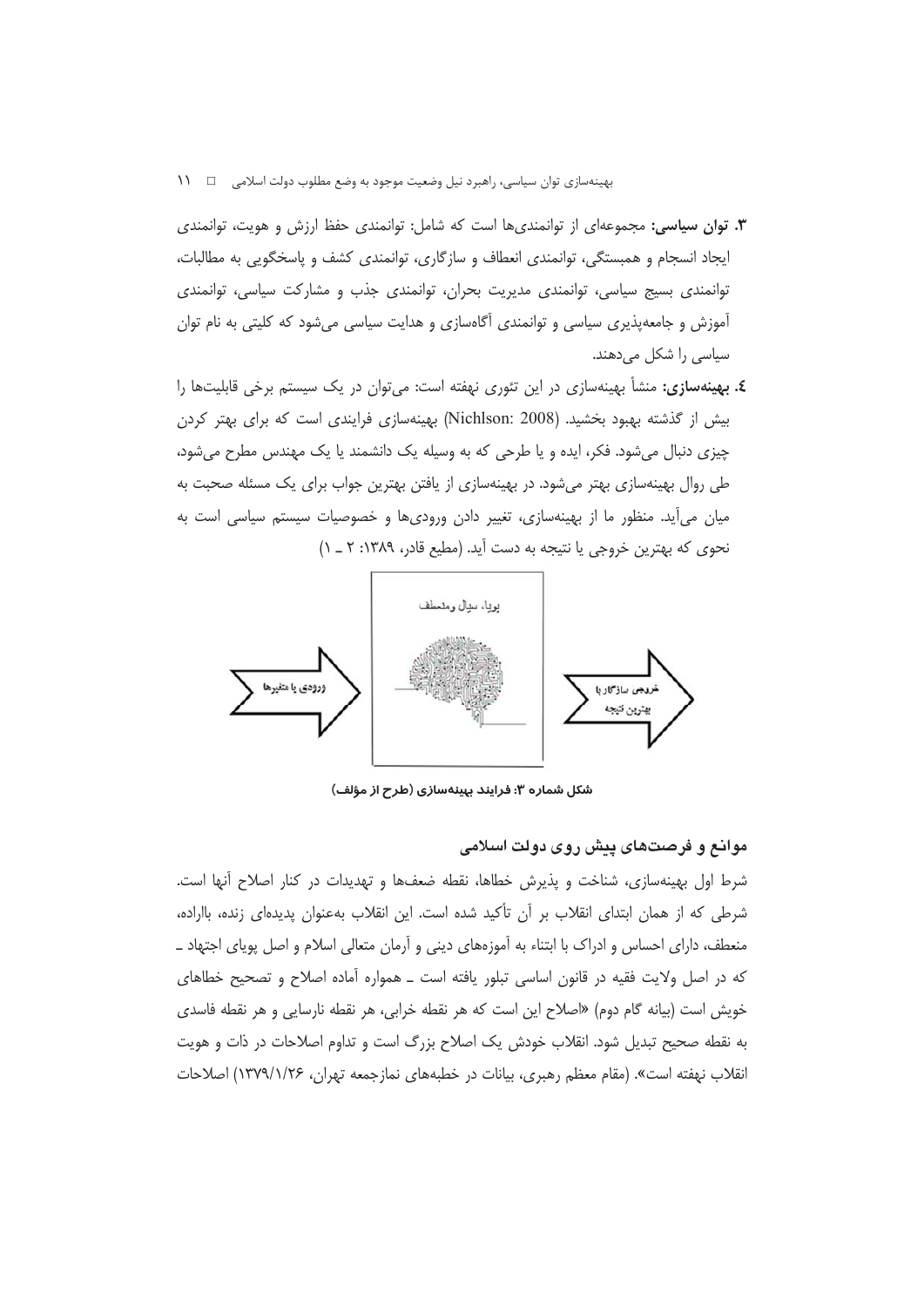۳. **توان سیاسی:** مجموعه‌ای از توانمندی‌ها است که شامل: توانمندی حفظ ارزش و هویت، توانمندی ایجاد انسجام و همبستگی، توانمندی انعطاف و سازگاری، توانمندی کشف و پاسخگویی به مطالبات، توانمندی بسیج سیاسی، توانمندی مدیریت بحران، توانمندی جذب و مشارکت سیاسی، توانمندی آموزش و جامعه‌پذیری سیاسی و توانمندی آگاه‌سازی و هدایت سیاسی می‌شود که کلیتی به نام توان سیاسی را شکل می‌دهند.

٤. **بهینه‌سازی:** منشأ بهینه‌سازی در این تئوری نهفته است: می‌توان در یک سیستم برخی قابلیت‌ها را بیش از گذشته بهبود بخشید. (Nichlson: 2008) بهینه‌سازی فرایندی است که برای بهتر کردن چیزی دنبال می‌شود. فکر، ایده و یا طرحی که به وسیله یک دانشمند یا یک مهندس مطرح می‌شود، طی روال بهینه‌سازی بهتر می‌شود. در بهینه‌سازی از یافتن بهترین جواب برای یک مسئله صحبت به میان می‌آید. منظور ما از بهینه‌سازی، تغییر دادن ورودی‌ها و خصوصیات سیستم سیاسی است به نحوی که بهترین خروجی یا نتیجه به دست آید. (مطیع قادر، ۱۳۸۹: ۲ ـ ۱)

ورودی یا متغیرها ← پویا، سیال و منعطف ← خروجی سازگار با بهترین نتیجه

**شکل شماره ۳: فرایند بهینه‌سازی (طرح از مؤلف)**

## موانع و فرصت‌های پیش روی دولت اسلامی

شرط اول بهینه‌سازی، شناخت و پذیرش خطاها، نقطه ضعف‌ها و تهدیدات در کنار اصلاح آنها است. شرطی که از همان ابتدای انقلاب بر آن تأکید شده است. این انقلاب به‌عنوان پدیده‌ای زنده، بااراده، منعطف، دارای احساس و ادراک با ابتناء به آموزه‌های دینی و آرمان متعالی اسلام و اصل پویای اجتهاد ـ که در اصل ولایت فقیه در قانون اساسی تبلور یافته است ـ همواره آماده اصلاح و تصحیح خطاهای خویش است (بیانه گام دوم) «اصلاح این است که هر نقطه خرابی، هر نقطه نارسایی و هر نقطه فاسدی به نقطه صحیح تبدیل شود. انقلاب خودش یک اصلاح بزرگ است و تداوم اصلاحات در ذات و هویت انقلاب نهفته است». (مقام معظم رهبری، بیانات در خطبه‌های نمازجمعه تهران، ۱۳۷۹/۱/۲۶) اصلاحات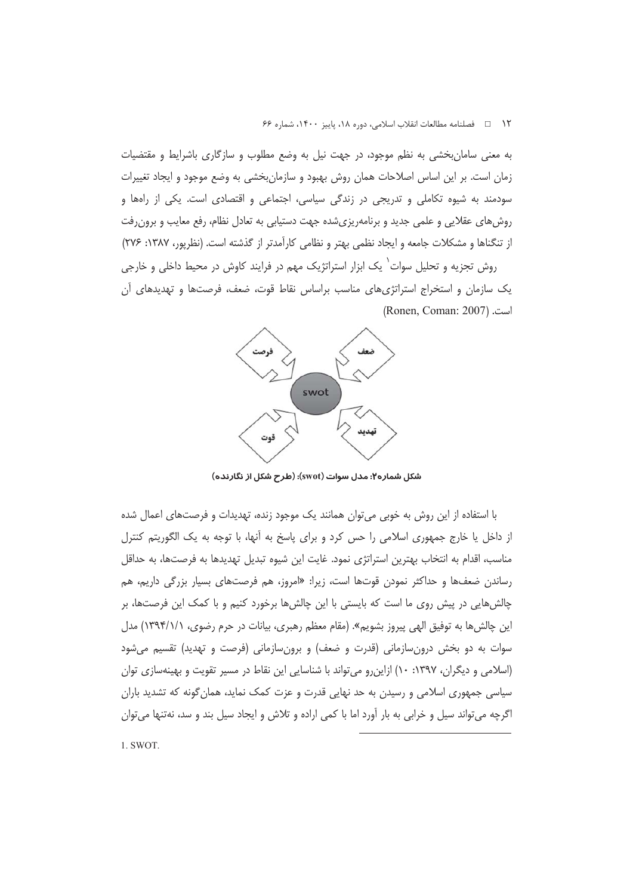به معنی سامان‌بخشی به نظم موجود، در جهت نیل به وضع مطلوب و سازگاری باشرایط و مقتضیات زمان است. بر این اساس اصلاحات همان روش بهبود و سازمان‌بخشی به وضع موجود و ایجاد تغییرات سودمند به شیوه تکاملی و تدریجی در زندگی سیاسی، اجتماعی و اقتصادی است. یکی از راه‌ها و روش‌های عقلایی و علمی جدید و برنامه‌ریزی‌شده جهت دستیابی به تعادل نظام، رفع معایب و برون‌رفت از تنگناها و مشکلات جامعه و ایجاد نظمی بهتر و نظامی کارآمدتر از گذشته است. (نظرپور، ۱۳۸۷: ۲۷۶)

روش تجزیه و تحلیل سوات[1] یک ابزار استراتژیک مهم در فرایند کاوش در محیط داخلی و خارجی یک سازمان و استخراج استراتژی‌های مناسب براساس نقاط قوت، ضعف، فرصت‌ها و تهدیدهای آن است. (Ronen, Coman: 2007)

**شکل شماره۲: مدل سوات (swot): (طرح شکل از نگارنده)**

با استفاده از این روش به خوبی می‌توان همانند یک موجود زنده، تهدیدات و فرصت‌های اعمال شده از داخل یا خارج جمهوری اسلامی را حس کرد و برای پاسخ به آنها، با توجه به یک الگوریتم کنترل مناسب، اقدام به انتخاب بهترین استراتژی نمود. غایت این شیوه تبدیل تهدیدها به فرصت‌ها، به حداقل رساندن ضعف‌ها و حداکثر نمودن قوت‌ها است، زیرا: «امروز، هم فرصت‌های بسیار بزرگی داریم، هم چالش‌هایی در پیش روی ما است که بایستی با این چالش‌ها برخورد کنیم و با کمک این فرصت‌ها، بر این چالش‌ها به توفیق الهی پیروز بشویم». (مقام معظم رهبری، بیانات در حرم رضوی، ۱۳۹۴/۱/۱) مدل سوات به دو بخش درون‌سازمانی (قدرت و ضعف) و برون‌سازمانی (فرصت و تهدید) تقسیم می‌شود (اسلامی و دیگران، ۱۳۹۷: ۱۰) ازاین‌رو می‌تواند با شناسایی این نقاط در مسیر تقویت و بهینه‌سازی توان سیاسی جمهوری اسلامی و رسیدن به حد نهایی قدرت و عزت کمک نماید، همان‌گونه که تشدید باران اگرچه می‌تواند سیل و خرابی به بار آورد اما با کمی اراده و تلاش و ایجاد سیل بند و سد، نه‌تنها می‌توان

---

1. SWOT.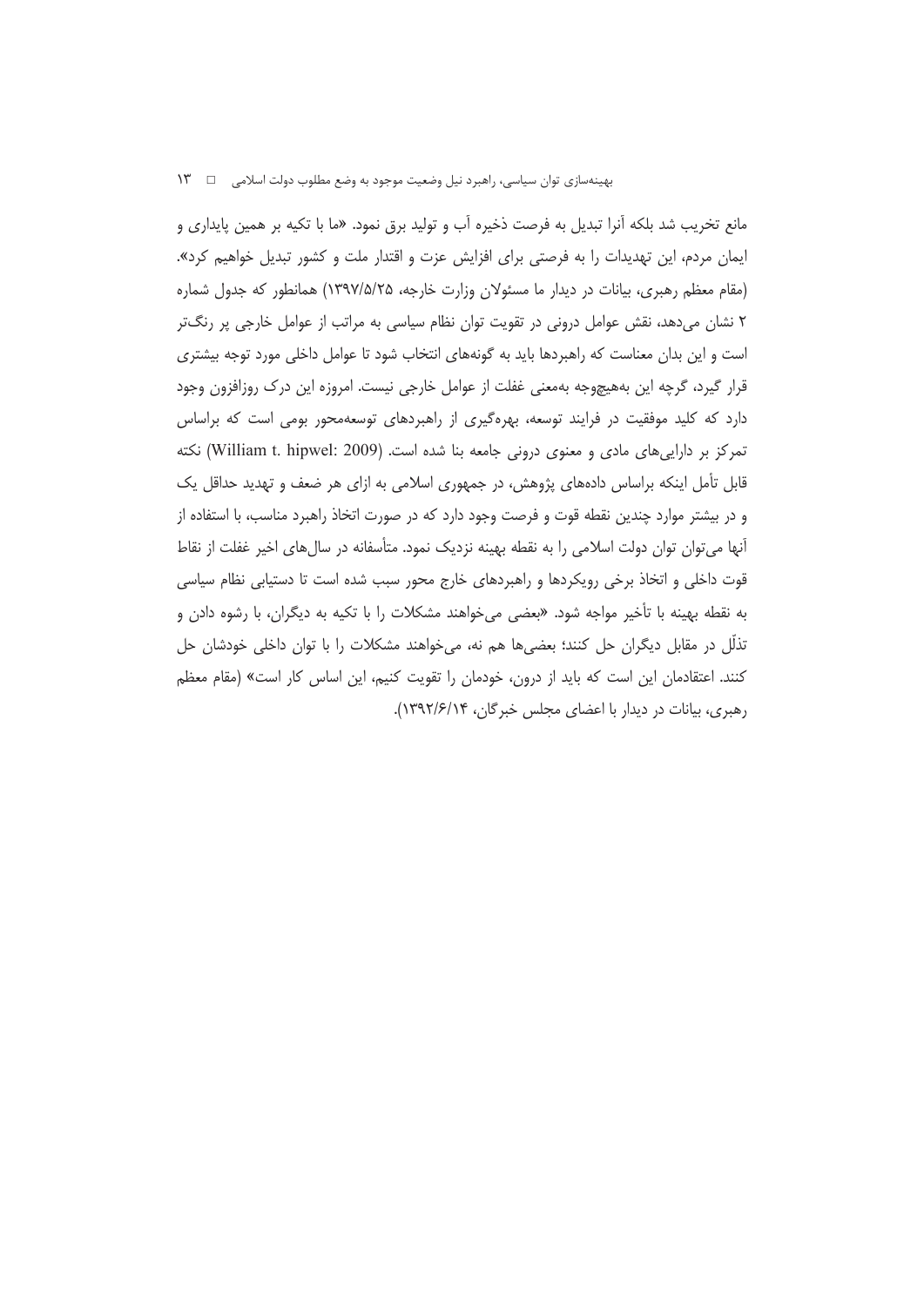مانع تخریب شد بلکه آنرا تبدیل به فرصت ذخیره آب و تولید برق نمود. «ما با تکیه بر همین پایداری و ایمان مردم، این تهدیدات را به فرصتی برای افزایش عزت و اقتدار ملت و کشور تبدیل خواهیم کرد». (مقام معظم رهبری، بیانات در دیدار ما مسئولان وزارت خارجه، ۱۳۹۷/۵/۲۵) همانطور که جدول شماره ۲ نشان می‌دهد، نقش عوامل درونی در تقویت توان نظام سیاسی به مراتب از عوامل خارجی پر رنگ‌تر است و این بدان معناست که راهبردها باید به گونه‌ای انتخاب شود تا عوامل داخلی مورد توجه بیشتری قرار گیرد، گرچه این به‌هیچ‌وجه به‌معنی غفلت از عوامل خارجی نیست. امروزه این درک روزافزون وجود دارد که کلید موفقیت در فرایند توسعه، بهره‌گیری از راهبردهای توسعه‌محور بومی است که براساس تمرکز بر دارایی‌های مادی و معنوی درونی جامعه بنا شده است. (William t. hipwel: 2009) نکته قابل تأمل اینکه براساس داده‌های پژوهش، در جمهوری اسلامی به ازای هر ضعف و تهدید حداقل یک و در بیشتر موارد چندین نقطه قوت و فرصت وجود دارد که در صورت اتخاذ راهبرد مناسب، با استفاده از آنها می‌توان توان دولت اسلامی را به نقطه بهینه نزدیک نمود. متأسفانه در سال‌های اخیر غفلت از نقاط قوت داخلی و اتخاذ برخی رویکردها و راهبردهای خارج محور سبب شده است تا دستیابی نظام سیاسی به نقطه بهینه با تأخیر مواجه شود. «بعضی می‌خواهند مشکلات را با تکیه به دیگران، با رشوه دادن و تذلّل در مقابل دیگران حل کنند؛ بعضی‌ها هم نه، می‌خواهند مشکلات را با توان داخلی خودشان حل کنند. اعتقادمان این است که باید از درون، خودمان را تقویت کنیم، این اساس کار است» (مقام معظم رهبری، بیانات در دیدار با اعضای مجلس خبرگان، ۱۳۹۲/۶/۱۴).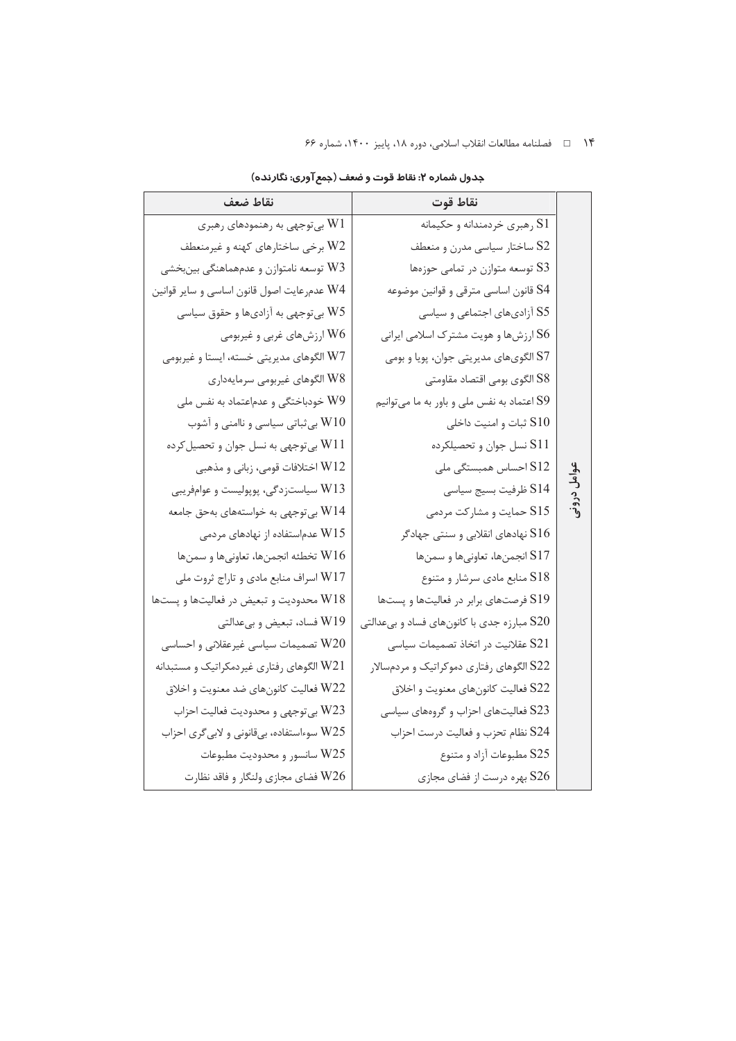جدول شماره ۲: نقاط قوت و ضعف (جمع‌آوری: نگارنده)

| | نقاط قوت | نقاط ضعف |
|---|---|---|
| عوامل درونی | S1 رهبری خردمندانه و حکیمانه | W1 بی‌توجهی به رهنمودهای رهبری |
| | S2 ساختار سیاسی مدرن و منعطف | W2 برخی ساختارهای کهنه و غیرمنعطف |
| | S3 توسعه متوازن در تمامی حوزه‌ها | W3 توسعه نامتوازن و عدم‌هماهنگی بین‌بخشی |
| | S4 قانون اساسی مترقی و قوانین موضوعه | W4 عدم‌رعایت اصول قانون اساسی و سایر قوانین |
| | S5 آزادی‌های اجتماعی و سیاسی | W5 بی‌توجهی به آزادی‌ها و حقوق سیاسی |
| | S6 ارزش‌ها و هویت مشترک اسلامی ایرانی | W6 ارزش‌های غربی و غیربومی |
| | S7 الگوی‌های مدیریتی جوان، پویا و بومی | W7 الگوهای مدیریتی خسته، ایستا و غیربومی |
| | S8 الگوی بومی اقتصاد مقاومتی | W8 الگوهای غیربومی سرمایه‌داری |
| | S9 اعتماد به نفس ملی و باور به ما می‌توانیم | W9 خودباختگی و عدم‌اعتماد به نفس ملی |
| | S10 ثبات و امنیت داخلی | W10 بی‌ثباتی سیاسی و ناامنی و آشوب |
| | S11 نسل جوان و تحصیلکرده | W11 بی‌توجهی به نسل جوان و تحصیل‌کرده |
| | S12 احساس همبستگی ملی | W12 اختلافات قومی، زبانی و مذهبی |
| | S14 ظرفیت بسیج سیاسی | W13 سیاست‌زدگی، پوپولیست و عوام‌فریبی |
| | S15 حمایت و مشارکت مردمی | W14 بی‌توجهی به خواسته‌های به‌حق جامعه |
| | S16 نهادهای انقلابی و سنتی جهادگر | W15 عدم‌استفاده از نهادهای مردمی |
| | S17 انجمن‌ها، تعاونی‌ها و سمن‌ها | W16 تخطئه انجمن‌ها، تعاونی‌ها و سمن‌ها |
| | S18 منابع مادی سرشار و متنوع | W17 اسراف منابع مادی و تاراج ثروت ملی |
| | S19 فرصت‌های برابر در فعالیت‌ها و پست‌ها | W18 محدودیت و تبعیض در فعالیت‌ها و پست‌ها |
| | S20 مبارزه جدی با کانون‌های فساد و بی‌عدالتی | W19 فساد، تبعیض و بی‌عدالتی |
| | S21 عقلانیت در اتخاذ تصمیمات سیاسی | W20 تصمیمات سیاسی غیرعقلانی و احساسی |
| | S22 الگوهای رفتاری دموکراتیک و مردم‌سالار | W21 الگوهای رفتاری غیردمکراتیک و مستبدانه |
| | S22 فعالیت کانون‌های معنویت و اخلاق | W22 فعالیت کانون‌های ضد معنویت و اخلاق |
| | S23 فعالیت‌های احزاب و گروه‌های سیاسی | W23 بی‌توجهی و محدودیت فعالیت احزاب |
| | S24 نظام تحزب و فعالیت درست احزاب | W25 سوءاستفاده، بی‌قانونی و لابی‌گری احزاب |
| | S25 مطبوعات آزاد و متنوع | W25 سانسور و محدودیت مطبوعات |
| | S26 بهره درست از فضای مجازی | W26 فضای مجازی ولنگار و فاقد نظارت |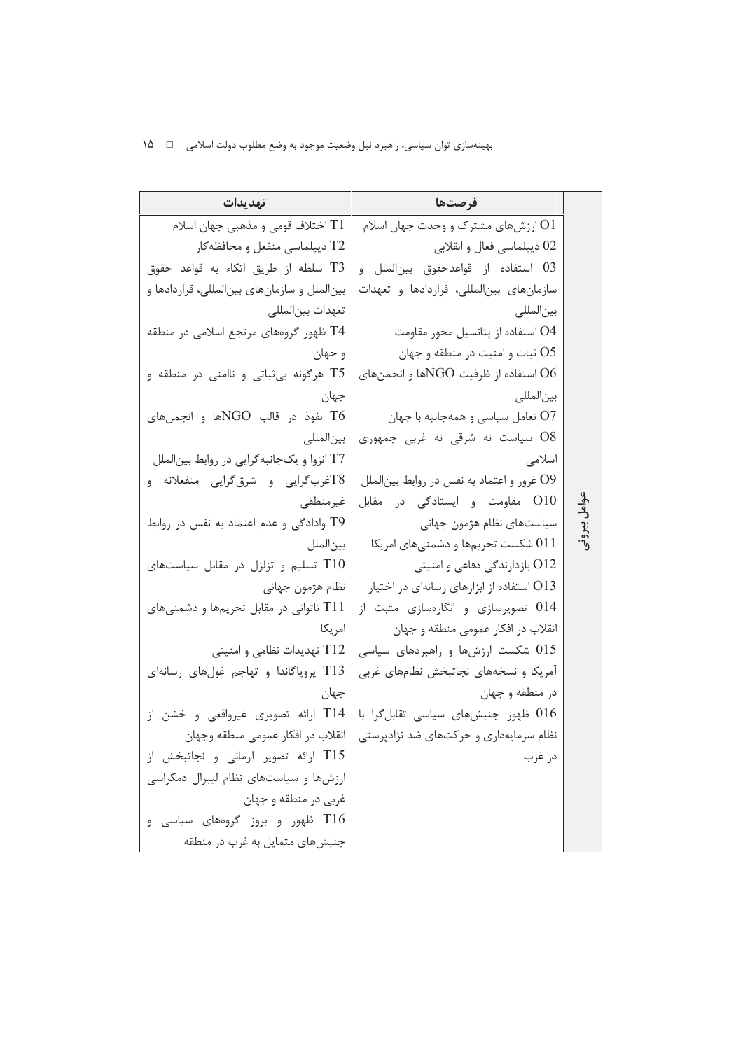| عوامل بیرونی | فرصت‌ها | تهدیدات |
| --- | --- | --- |
| | O1 ارزش‌های مشترک و وحدت جهان اسلام<br>02 دیپلماسی فعال و انقلابی<br>03 استفاده از قواعدحقوق بین‌الملل و سازمان‌های بین‌المللی، قراردادها و تعهدات بین‌المللی<br>O4 استفاده از پتانسیل محور مقاومت<br>O5 ثبات و امنیت در منطقه و جهان<br>O6 استفاده از ظرفیت NGOها و انجمن‌های بین‌المللی<br>O7 تعامل سیاسی و همه‌جانبه با جهان<br>O8 سیاست نه شرقی نه غربی جمهوری اسلامی<br>O9 غرور و اعتماد به نفس در روابط بین‌الملل<br>O10 مقاومت و ایستادگی در مقابل سیاست‌های نظام هژمون جهانی<br>011 شکست تحریم‌ها و دشمنی‌های امریکا<br>O12 بازدارندگی دفاعی و امنیتی<br>O13 استفاده از ابزارهای رسانه‌ای در اختیار<br>014 تصویرسازی و انگاره‌سازی مثبت از انقلاب در افکار عمومی منطقه و جهان<br>015 شکست ارزش‌ها و راهبردهای سیاسی آمریکا و نسخه‌های نجاتبخش نظام‌های غربی در منطقه و جهان<br>016 ظهور جنبش‌های سیاسی تقابل‌گرا با نظام سرمایه‌داری و حرکت‌های ضد نژادپرستی در غرب | T1 اختلاف قومی و مذهبی جهان اسلام<br>T2 دیپلماسی منفعل و محافظه‌کار<br>T3 سلطه از طریق اتکاء به قواعد حقوق بین‌الملل و سازمان‌های بین‌المللی، قراردادها و تعهدات بین‌المللی<br>T4 ظهور گروه‌های مرتجع اسلامی در منطقه و جهان<br>T5 هرگونه بی‌ثباتی و ناامنی در منطقه و جهان<br>T6 نفوذ در قالب NGOها و انجمن‌های بین‌المللی<br>T7 انزوا و یک‌جانبه‌گرایی در روابط بین‌الملل<br>T8غرب‌گرایی و شرق‌گرایی منفعلانه و غیرمنطقی<br>T9 وادادگی و عدم اعتماد به نفس در روابط بین‌الملل<br>T10 تسلیم و تزلزل در مقابل سیاست‌های نظام هژمون جهانی<br>T11 ناتوانی در مقابل تحریم‌ها و دشمنی‌های امریکا<br>T12 تهدیدات نظامی و امنیتی<br>T13 پروپاگاندا و تهاجم غول‌های رسانه‌ای جهان<br>T14 ارائه تصویری غیرواقعی و خشن از انقلاب در افکار عمومی منطقه وجهان<br>T15 ارائه تصویر آرمانی و نجاتبخش از ارزش‌ها و سیاست‌های نظام لیبرال دمکراسی غربی در منطقه و جهان<br>T16 ظهور و بروز گروه‌های سیاسی و جنبش‌های متمایل به غرب در منطقه |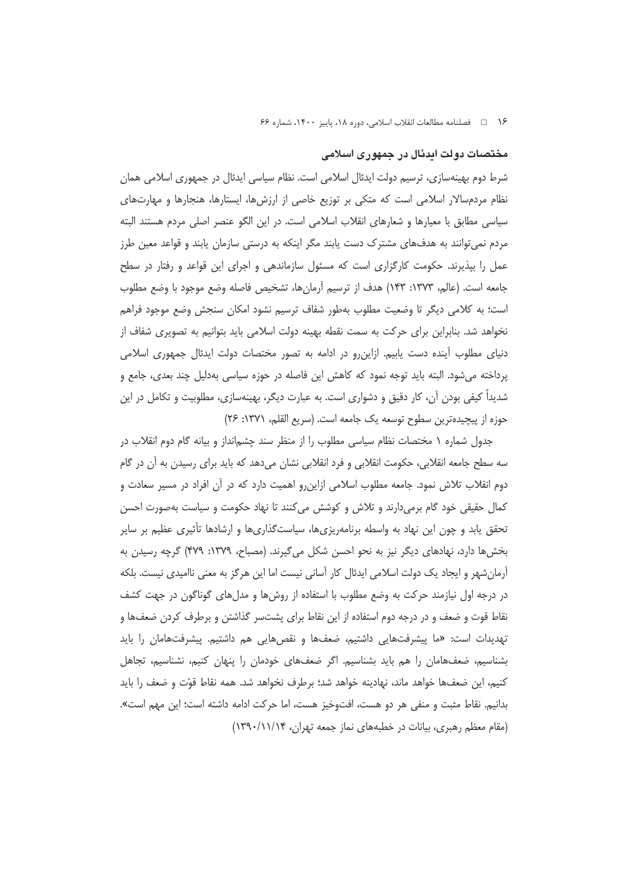## مختصات دولت ایدئال در جمهوری اسلامی

شرط دوم بهینه‌سازی، ترسیم دولت ایدئال اسلامی است. نظام سیاسی ایدئال در جمهوری اسلامی همان نظام مردم‌سالار اسلامی است که متکی بر توزیع خاصی از ارزش‌ها، ایستارها، هنجارها و مهارت‌های سیاسی مطابق با معیارها و شعارهای انقلاب اسلامی است. در این الگو عنصر اصلی مردم هستند البته مردم نمی‌توانند به هدف‌های مشترک دست یابند مگر اینکه به درستی سازمان یابند و قواعد معین طرز عمل را بپذیرند. حکومت کارگزاری است که مسئول سازماندهی و اجرای این قواعد و رفتار در سطح جامعه است. (عالم، ۱۳۷۳: ۱۴۳) هدف از ترسیم آرمان‌ها، تشخیص فاصله وضع موجود با وضع مطلوب است؛ به کلامی دیگر تا وضعیت مطلوب به‌طور شفاف ترسیم نشود امکان سنجش وضع موجود فراهم نخواهد شد. بنابراین برای حرکت به سمت نقطه بهینه دولت اسلامی باید بتوانیم به تصویری شفاف از دنیای مطلوب آینده دست یابیم. ازاین‌رو در ادامه به تصور مختصات دولت ایدئال جمهوری اسلامی پرداخته می‌شود. البته باید توجه نمود که کاهش این فاصله در حوزه سیاسی به‌دلیل چند بعدی، جامع و شدیداً کیفی بودن آن، کار دقیق و دشواری است. به عبارت دیگر، بهینه‌سازی، مطلوبیت و تکامل در این حوزه از پیچیده‌ترین سطوح توسعه یک جامعه است. (سریع القلم، ۱۳۷۱: ۲۶)

جدول شماره ۱ مختصات نظام سیاسی مطلوب را از منظر سند چشم‌انداز و بیانه گام دوم انقلاب در سه سطح جامعه انقلابی، حکومت انقلابی و فرد انقلابی نشان می‌دهد که باید برای رسیدن به آن در گام دوم انقلاب تلاش نمود. جامعه مطلوب اسلامی ازاین‌رو اهمیت دارد که در آن افراد در مسیر سعادت و کمال حقیقی خود گام برمی‌دارند و تلاش و کوشش می‌کنند تا نهاد حکومت و سیاست به‌صورت احسن تحقق یابد و چون این نهاد به واسطه برنامه‌ریزی‌ها، سیاست‌گذاری‌ها و ارشادها تأثیری عظیم بر سایر بخش‌ها دارد، نهادهای دیگر نیز به نحو احسن شکل می‌گیرند. (مصباح، ۱۳۷۹: ۴۷۹) گرچه رسیدن به آرمان‌شهر و ایجاد یک دولت اسلامی ایدئال کار آسانی نیست اما این هرگز به معنی ناامیدی نیست. بلکه در درجه اول نیازمند حرکت به وضع مطلوب با استفاده از روش‌ها و مدل‌های گوناگون در جهت کشف نقاط قوت و ضعف و در درجه دوم استفاده از این نقاط برای پشت‌سر گذاشتن و برطرف کردن ضعف‌ها و تهدیدات است: «ما پیشرفت‌هایی داشتیم، ضعف‌ها و نقص‌هایی هم داشتیم. پیشرفت‌هامان را باید بشناسیم، ضعف‌هامان را هم باید بشناسیم. اگر ضعف‌های خودمان را پنهان کنیم، نشناسیم، تجاهل کنیم، این ضعف‌ها خواهد ماند، نهادینه خواهد شد؛ برطرف نخواهد شد. همه نقاط قوّت و ضعف را باید بدانیم. نقاط مثبت و منفی هر دو هست، افت‌وخیز هست، اما حرکت ادامه داشته است؛ این مهم است». (مقام معظم رهبری، بیانات در خطبه‌های نماز جمعه تهران، ۱۳۹۰/۱۱/۱۴)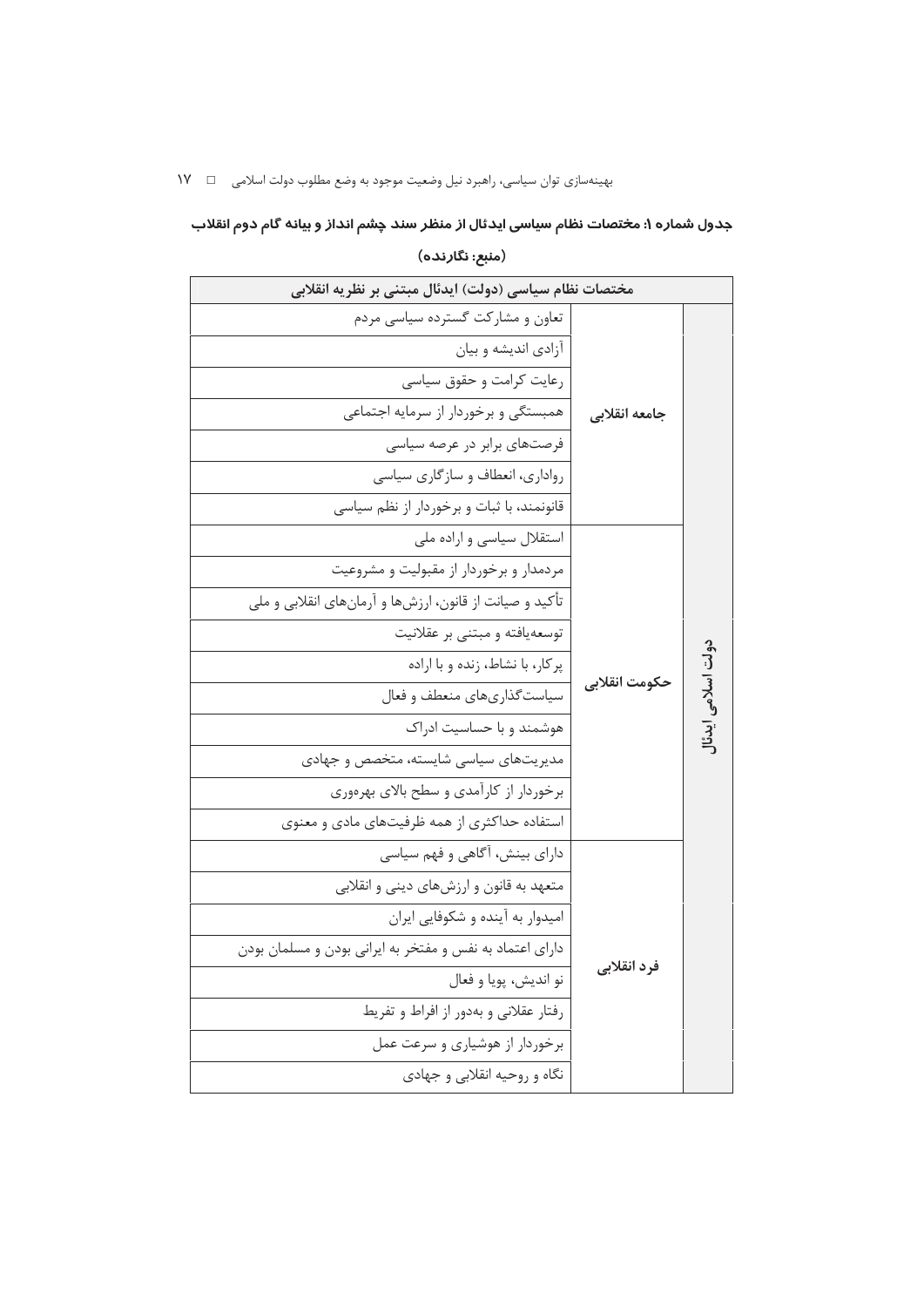**جدول شماره ۱: مختصات نظام سیاسی ایدئال از منظر سند چشم انداز و بیانه گام دوم انقلاب**

**(منبع: نگارنده)**

| مختصات نظام سیاسی (دولت) ایدئال مبتنی بر نظریه انقلابی | | |
|---|---|---|
| دولت اسلامی ایدئال | جامعه انقلابی | تعاون و مشارکت گسترده سیاسی مردم |
| | | آزادی اندیشه و بیان |
| | | رعایت کرامت و حقوق سیاسی |
| | | همبستگی و برخوردار از سرمایه اجتماعی |
| | | فرصت‌های برابر در عرصه سیاسی |
| | | رواداری، انعطاف و سازگاری سیاسی |
| | | قانونمند، با ثبات و برخوردار از نظم سیاسی |
| | حکومت انقلابی | استقلال سیاسی و اراده ملی |
| | | مردمدار و برخوردار از مقبولیت و مشروعیت |
| | | تأکید و صیانت از قانون، ارزش‌ها و آرمان‌های انقلابی و ملی |
| | | توسعه‌یافته و مبتنی بر عقلانیت |
| | | پرکار، با نشاط، زنده و با اراده |
| | | سیاست‌گذاری‌های منعطف و فعال |
| | | هوشمند و با حساسیت ادراک |
| | | مدیریت‌های سیاسی شایسته، متخصص و جهادی |
| | | برخوردار از کارآمدی و سطح بالای بهره‌وری |
| | | استفاده حداکثری از همه ظرفیت‌های مادی و معنوی |
| | فرد انقلابی | دارای بینش، آگاهی و فهم سیاسی |
| | | متعهد به قانون و ارزش‌های دینی و انقلابی |
| | | امیدوار به آینده و شکوفایی ایران |
| | | دارای اعتماد به نفس و مفتخر به ایرانی بودن و مسلمان بودن |
| | | نو اندیش، پویا و فعال |
| | | رفتار عقلانی و به‌دور از افراط و تفریط |
| | | برخوردار از هوشیاری و سرعت عمل |
| | | نگاه و روحیه انقلابی و جهادی |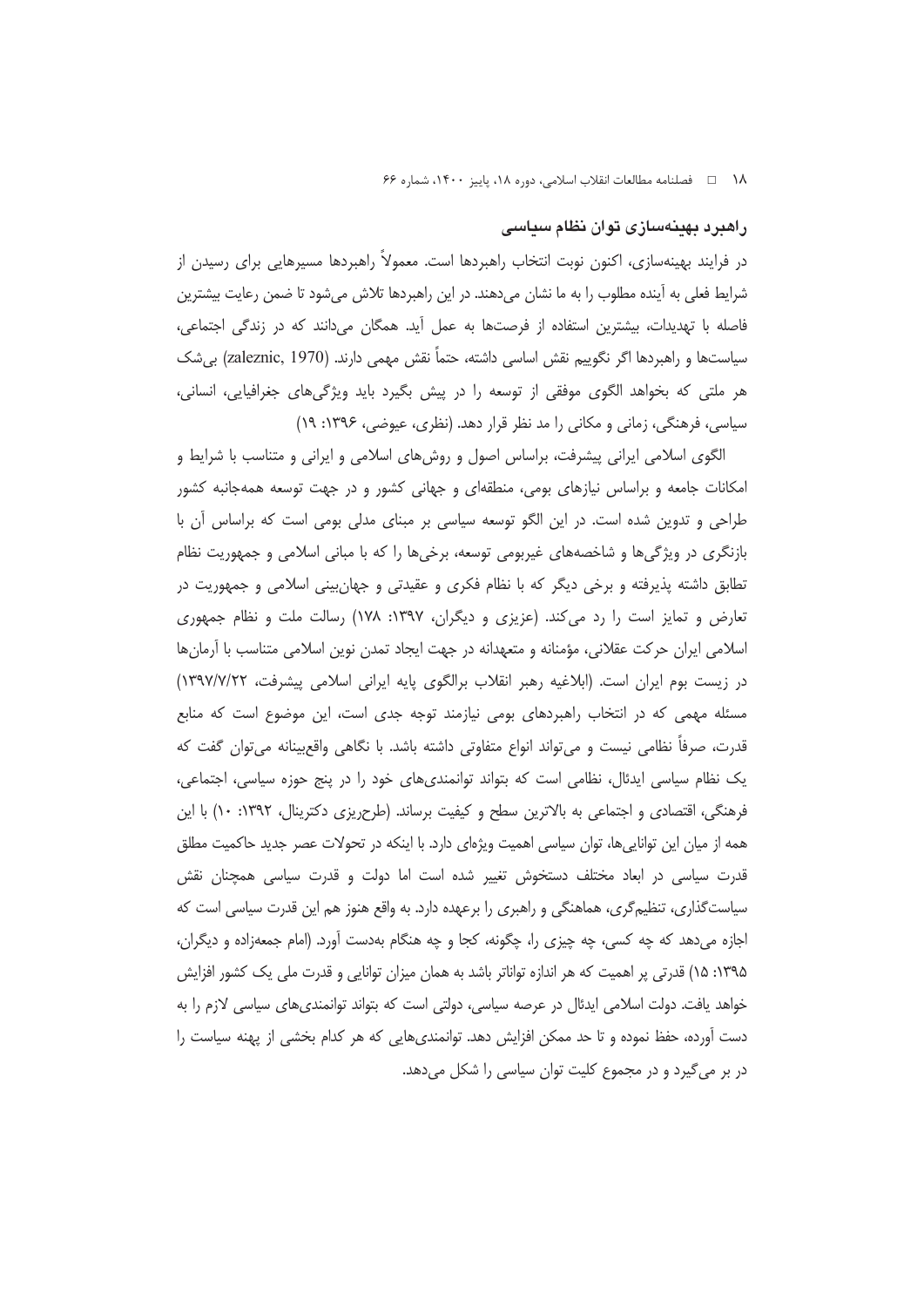## راهبرد بهینه‌سازی توان نظام سیاسی

در فرایند بهینه‌سازی، اکنون نوبت انتخاب راهبردها است. معمولاً راهبردها مسیرهایی برای رسیدن از شرایط فعلی به آینده مطلوب را به ما نشان می‌دهند. در این راهبردها تلاش می‌شود تا ضمن رعایت بیشترین فاصله با تهدیدات، بیشترین استفاده از فرصت‌ها به عمل آید. همگان می‌دانند که در زندگی اجتماعی، سیاست‌ها و راهبردها اگر نگوییم نقش اساسی داشته، حتماً نقش مهمی دارند. (zaleznic, 1970) بی‌شک هر ملتی که بخواهد الگوی موفقی از توسعه را در پیش بگیرد باید ویژگی‌های جغرافیایی، انسانی، سیاسی، فرهنگی، زمانی و مکانی را مد نظر قرار دهد. (نظری، عیوضی، ۱۳۹۶: ۱۹)

الگوی اسلامی ایرانی پیشرفت، براساس اصول و روش‌های اسلامی و ایرانی و متناسب با شرایط و امکانات جامعه و براساس نیازهای بومی، منطقه‌ای و جهانی کشور و در جهت توسعه همه‌جانبه کشور طراحی و تدوین شده است. در این الگو توسعه سیاسی بر مبنای مدلی بومی است که براساس آن با بازنگری در ویژگی‌ها و شاخصه‌های غیربومی توسعه، برخی‌ها را که با مبانی اسلامی و جمهوریت نظام تطابق داشته پذیرفته و برخی دیگر که با نظام فکری و عقیدتی و جهان‌بینی اسلامی و جمهوریت در تعارض و تمایز است را رد می‌کند. (عزیزی و دیگران، ۱۳۹۷: ۱۷۸) رسالت ملت و نظام جمهوری اسلامی ایران حرکت عقلانی، مؤمنانه و متعهدانه در جهت ایجاد تمدن نوین اسلامی متناسب با آرمان‌ها در زیست بوم ایران است. (ابلاغیه رهبر انقلاب برالگوی پایه ایرانی اسلامی پیشرفت، ۱۳۹۷/۷/۲۲) مسئله مهمی که در انتخاب راهبردهای بومی نیازمند توجه جدی است، این موضوع است که منابع قدرت، صرفاً نظامی نیست و می‌تواند انواع متفاوتی داشته باشد. با نگاهی واقع‌بینانه می‌توان گفت که یک نظام سیاسی ایدئال، نظامی است که بتواند توانمندی‌های خود را در پنج حوزه سیاسی، اجتماعی، فرهنگی، اقتصادی و اجتماعی به بالاترین سطح و کیفیت برساند. (طرح‌ریزی دکترینال، ۱۳۹۲: ۱۰) با این همه از میان این توانایی‌ها، توان سیاسی اهمیت ویژه‌ای دارد. با اینکه در تحولات عصر جدید حاکمیت مطلق قدرت سیاسی در ابعاد مختلف دستخوش تغییر شده است اما دولت و قدرت سیاسی همچنان نقش سیاست‌گذاری، تنظیم‌گری، هماهنگی و راهبری را برعهده دارد. به واقع هنوز هم این قدرت سیاسی است که اجازه می‌دهد که چه کسی، چه چیزی را، چگونه، کجا و چه هنگام به‌دست آورد. (امام جمعه‌زاده و دیگران، ۱۳۹۵: ۱۵) قدرتی پر اهمیت که هر اندازه تواناتر باشد به همان میزان توانایی و قدرت ملی یک کشور افزایش خواهد یافت. دولت اسلامی ایدئال در عرصه سیاسی، دولتی است که بتواند توانمندی‌های سیاسی لازم را به دست آورده، حفظ نموده و تا حد ممکن افزایش دهد. توانمندی‌هایی که هر کدام بخشی از پهنه سیاست را در بر می‌گیرد و در مجموع کلیت توان سیاسی را شکل می‌دهد.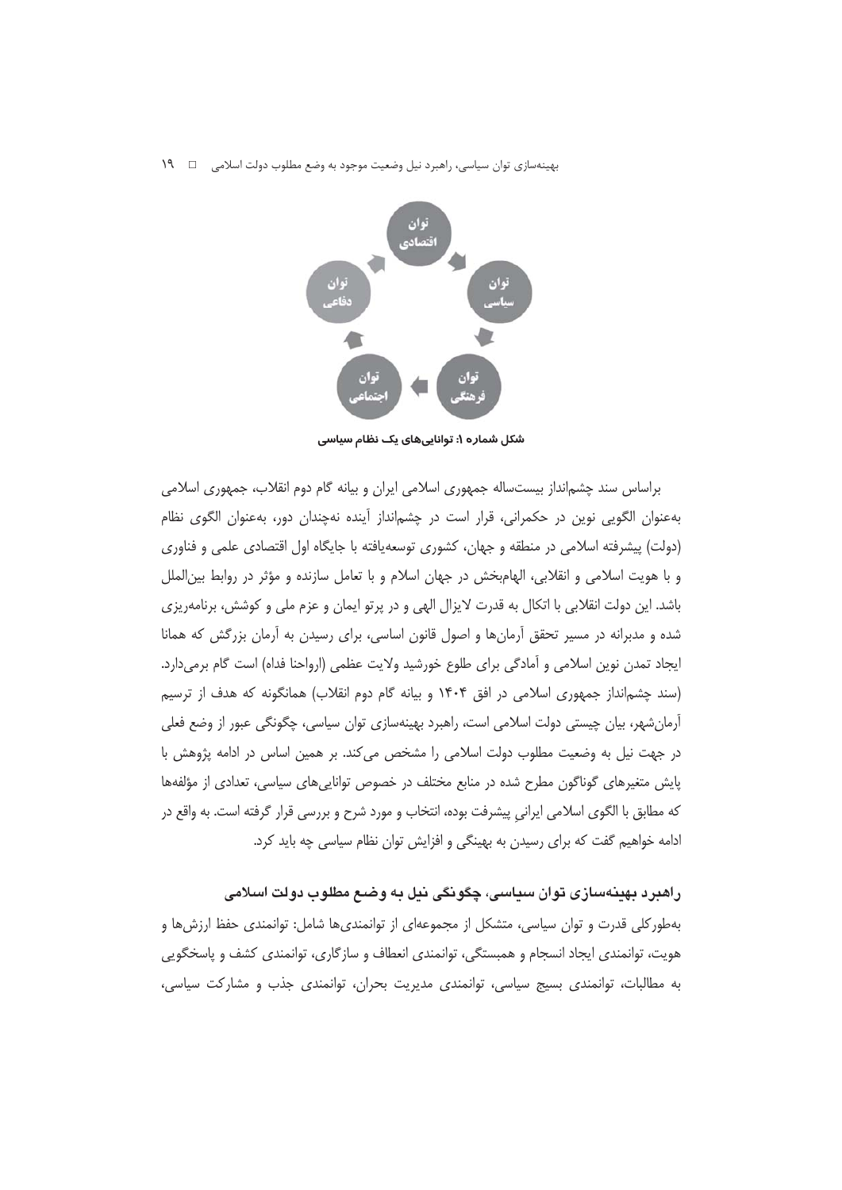شکل شماره ۱: توانایی‌های یک نظام سیاسی

براساس سند چشم‌انداز بیست‌ساله جمهوری اسلامی ایران و بیانه گام دوم انقلاب، جمهوری اسلامی به‌عنوان الگویی نوین در حکمرانی، قرار است در چشم‌انداز آینده نه‌چندان دور، به‌عنوان الگوی نظام (دولت) پیشرفته اسلامی در منطقه و جهان، کشوری توسعه‌یافته با جایگاه اول اقتصادی علمی و فناوری و با هویت اسلامی و انقلابی، الهام‌بخش در جهان اسلام و با تعامل سازنده و مؤثر در روابط بین‌الملل باشد. این دولت انقلابی با اتکال به قدرت لایزال الهی و در پرتو ایمان و عزم ملی و کوشش، برنامه‌ریزی شده و مدبرانه در مسیر تحقق آرمان‌ها و اصول قانون اساسی، برای رسیدن به آرمان بزرگش که همانا ایجاد تمدن نوین اسلامی و آمادگی برای طلوع خورشید ولایت عظمی (ارواحنا فداه) است گام برمی‌دارد. (سند چشم‌انداز جمهوری اسلامی در افق ۱۴۰۴ و بیانه گام دوم انقلاب) همانگونه که هدف از ترسیم آرمان‌شهر، بیان چیستی دولت اسلامی است، راهبرد بهینه‌سازی توان سیاسی، چگونگی عبور از وضع فعلی در جهت نیل به وضعیت مطلوب دولت اسلامی را مشخص می‌کند. بر همین اساس در ادامه پژوهش با پایش متغیرهای گوناگون مطرح شده در منابع مختلف در خصوص توانایی‌های سیاسی، تعدادی از مؤلفه‌ها که مطابق با الگوی اسلامی ایرانیِ پیشرفت بوده، انتخاب و مورد شرح و بررسی قرار گرفته است. به واقع در ادامه خواهیم گفت که برای رسیدن به بهینگی و افزایش توان نظام سیاسی چه باید کرد.

## راهبرد بهینه‌سازی توان سیاسی، چگونگی نیل به وضع مطلوب دولت اسلامی

به‌طورکلی قدرت و توان سیاسی، متشکل از مجموعه‌ای از توانمندی‌ها شامل: توانمندی حفظ ارزش‌ها و هویت، توانمندی ایجاد انسجام و همبستگی، توانمندی انعطاف و سازگاری، توانمندی کشف و پاسخگویی به مطالبات، توانمندی بسیج سیاسی، توانمندی مدیریت بحران، توانمندی جذب و مشارکت سیاسی،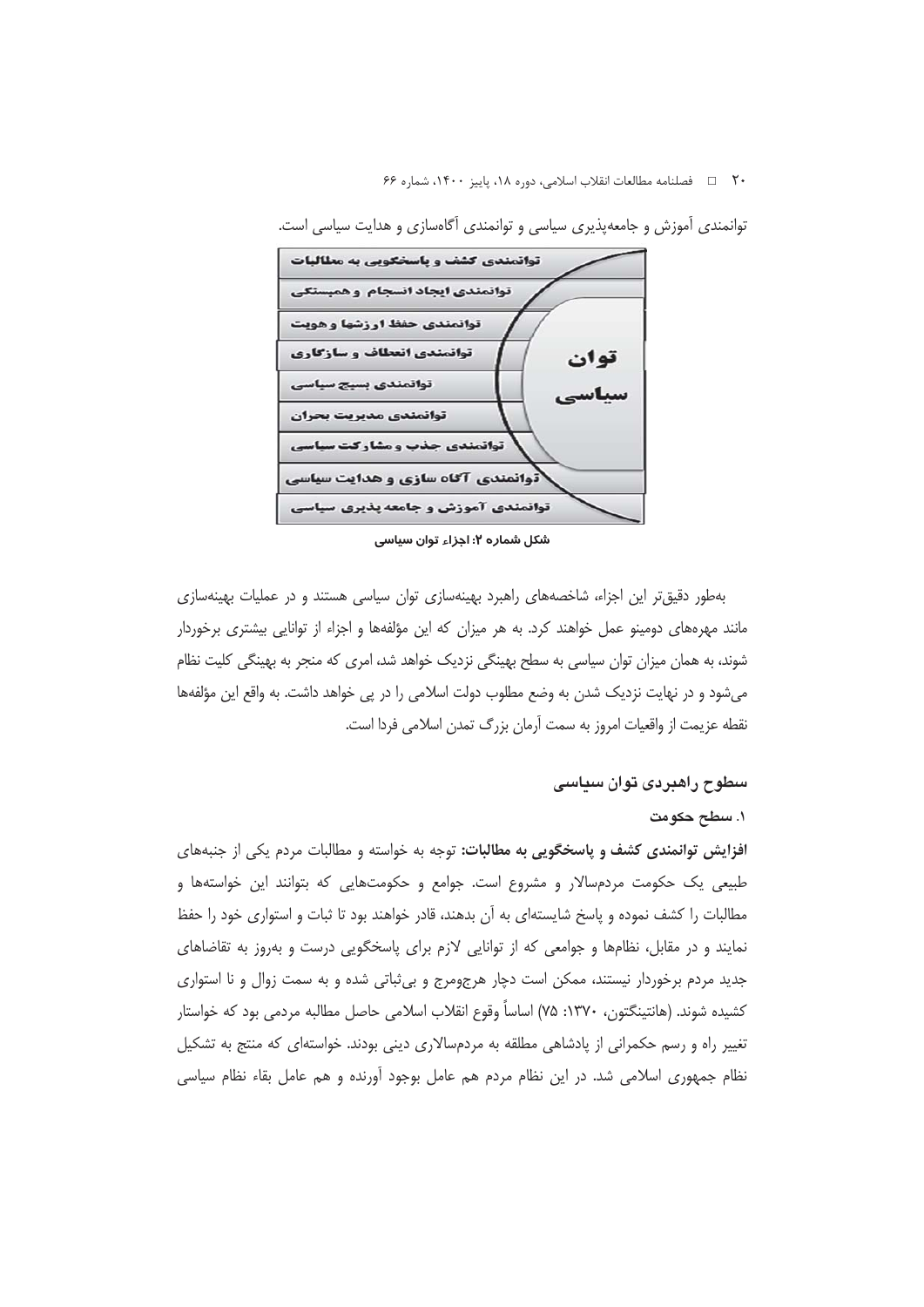توانمندی آموزش و جامعه‌پذیری سیاسی و توانمندی آگاه‌سازی و هدایت سیاسی است.

| توان سیاسی |
|---|
| توانمندی کشف و پاسخگویی به مطالبات |
| توانمندی ایجاد انسجام و همبستگی |
| توانمندی حفظ ارزشها و هویت |
| توانمندی انعطاف و سازگاری |
| توانمندی بسیج سیاسی |
| توانمندی مدیریت بحران |
| توانمندی جذب و مشارکت سیاسی |
| توانمندی آگاه سازی و هدایت سیاسی |
| توانمندی آموزش و جامعه پذیری سیاسی |

**شکل شماره ۲: اجزاء توان سیاسی**

به‌طور دقیق‌تر این اجزاء، شاخصه‌های راهبرد بهینه‌سازی توان سیاسی هستند و در عملیات بهینه‌سازی مانند مهره‌های دومینو عمل خواهند کرد. به هر میزان که این مؤلفه‌ها و اجزاء از توانایی بیشتری برخوردار شوند، به همان میزان توان سیاسی به سطح بهینگی نزدیک خواهد شد، امری که منجر به بهینگی کلیت نظام می‌شود و در نهایت نزدیک شدن به وضع مطلوب دولت اسلامی را در پی خواهد داشت. به واقع این مؤلفه‌ها نقطه عزیمت از واقعیات امروز به سمت آرمان بزرگ تمدن اسلامی فردا است.

## سطوح راهبردی توان سیاسی

### ۱. سطح حکومت

**افزایش توانمندی کشف و پاسخگویی به مطالبات:** توجه به خواسته و مطالبات مردم یکی از جنبه‌های طبیعی یک حکومت مردم‌سالار و مشروع است. جوامع و حکومت‌هایی که بتوانند این خواسته‌ها و مطالبات را کشف نموده و پاسخ شایسته‌ای به آن بدهند، قادر خواهند بود تا ثبات و استواری خود را حفظ نمایند و در مقابل، نظام‌ها و جوامعی که از توانایی لازم برای پاسخگویی درست و به‌روز به تقاضاهای جدید مردم برخوردار نیستند، ممکن است دچار هرج‌ومرج و بی‌ثباتی شده و به سمت زوال و نا استواری کشیده شوند. (هانتینگتون، ۱۳۷۰: ۷۵) اساساً وقوع انقلاب اسلامی حاصل مطالبه مردمی بود که خواستار تغییر راه و رسم حکمرانی از پادشاهی مطلقه به مردم‌سالاری دینی بودند. خواسته‌ای که منتج به تشکیل نظام جمهوری اسلامی شد. در این نظام مردم هم عامل بوجود آورنده و هم عامل بقاء نظام سیاسی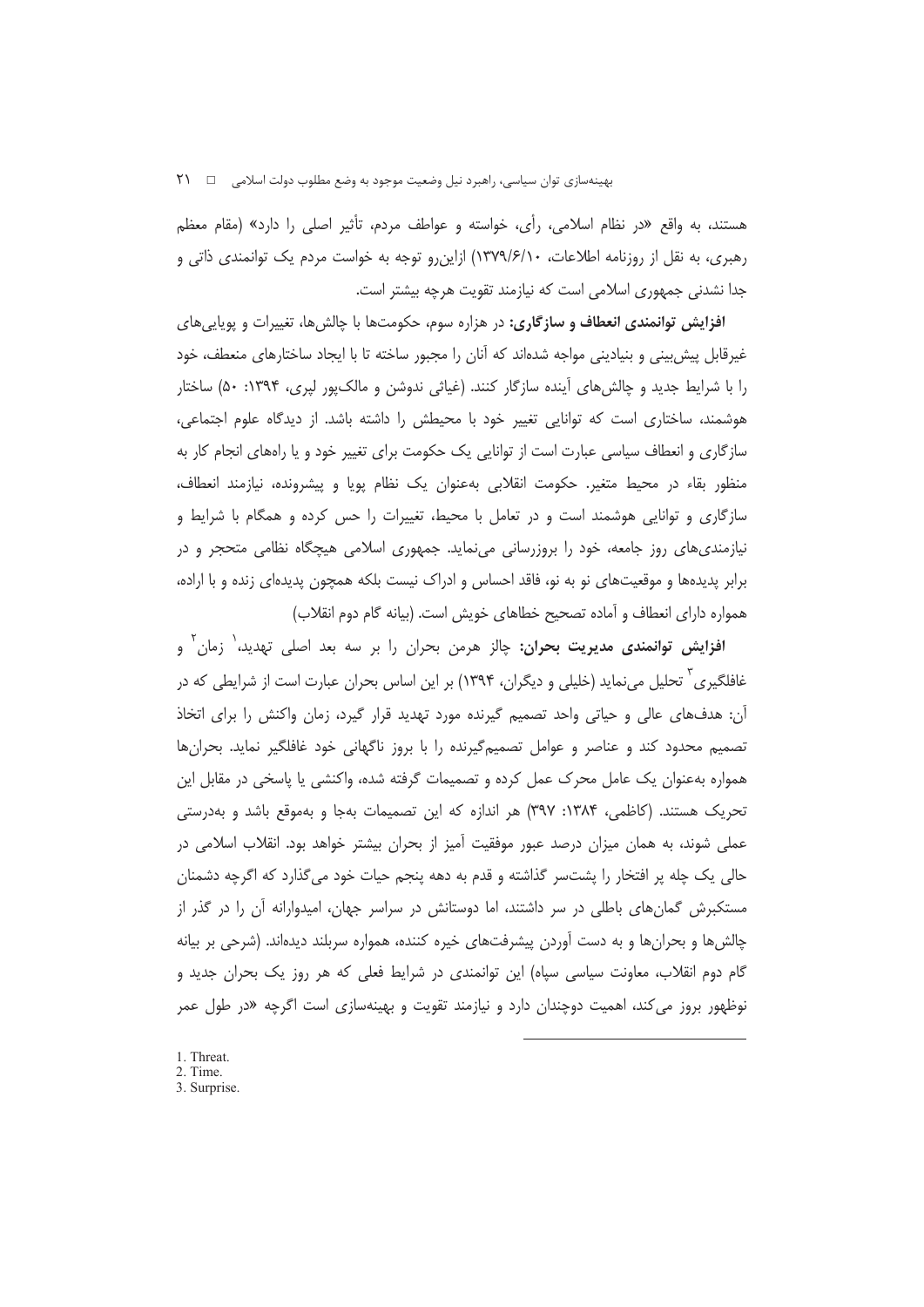هستند، به واقع «در نظام اسلامی، رأی، خواسته و عواطف مردم، تأثیر اصلی را دارد» (مقام معظم رهبری، به نقل از روزنامه اطلاعات، ۱۳۷۹/۶/۱۰) ازاین‌رو توجه به خواست مردم یک توانمندی ذاتی و جدا نشدنی جمهوری اسلامی است که نیازمند تقویت هرچه بیشتر است.

**افزایش توانمندی انعطاف و سازگاری:** در هزاره سوم، حکومت‌ها با چالش‌ها، تغییرات و پویایی‌های غیرقابل پیش‌بینی و بنیادینی مواجه شده‌اند که آنان را مجبور ساخته تا با ایجاد ساختارهای منعطف، خود را با شرایط جدید و چالش‌های آینده سازگار کنند. (غیاثی ندوشن و مالک‌پور لپری، ۱۳۹۴: ۵۰) ساختار هوشمند، ساختاری است که توانایی تغییر خود با محیطش را داشته باشد. از دیدگاه علوم اجتماعی، سازگاری و انعطاف سیاسی عبارت است از توانایی یک حکومت برای تغییر خود و یا راه‌های انجام کار به منظور بقاء در محیط متغیر. حکومت انقلابی به‌عنوان یک نظام پویا و پیشرونده، نیازمند انعطاف، سازگاری و توانایی هوشمند است و در تعامل با محیط، تغییرات را حس کرده و همگام با شرایط و نیازمندی‌های روز جامعه، خود را بروزرسانی می‌نماید. جمهوری اسلامی هیچگاه نظامی متحجر و در برابر پدیده‌ها و موقعیت‌های نو به نو، فاقد احساس و ادراک نیست بلکه همچون پدیده‌ای زنده و با اراده، همواره دارای انعطاف و آماده تصحیح خطاهای خویش است. (بیانه گام دوم انقلاب)

**افزایش توانمندی مدیریت بحران:** چالز هرمن بحران را بر سه بعد اصلی تهدید،[1] زمان[2] و غافلگیری[3] تحلیل می‌نماید (خلیلی و دیگران، ۱۳۹۴) بر این اساس بحران عبارت است از شرایطی که در آن: هدف‌های عالی و حیاتی واحد تصمیم گیرنده مورد تهدید قرار گیرد، زمان واکنش را برای اتخاذ تصمیم محدود کند و عناصر و عوامل تصمیم‌گیرنده را با بروز ناگهانی خود غافلگیر نماید. بحران‌ها همواره به‌عنوان یک عامل محرک عمل کرده و تصمیمات گرفته شده، واکنشی یا پاسخی در مقابل این تحریک هستند. (کاظمی، ۱۳۸۴: ۳۹۷) هر اندازه که این تصمیمات به‌جا و به‌موقع باشد و به‌درستی عملی شوند، به همان میزان درصد عبور موفقیت آمیز از بحران بیشتر خواهد بود. انقلاب اسلامی در حالی یک چله پر افتخار را پشت‌سر گذاشته و قدم به دهه پنجم حیات خود می‌گذارد که اگرچه دشمنان مستکبرش گمان‌های باطلی در سر داشتند، اما دوستانش در سراسر جهان، امیدوارانه آن را در گذر از چالش‌ها و بحران‌ها و به دست آوردن پیشرفت‌های خیره کننده، همواره سربلند دیده‌اند. (شرحی بر بیانه گام دوم انقلاب، معاونت سیاسی سپاه) این توانمندی در شرایط فعلی که هر روز یک بحران جدید و نوظهور بروز می‌کند، اهمیت دوچندان دارد و نیازمند تقویت و بهینه‌سازی است اگرچه «در طول عمر

---

1. Threat.
2. Time.
3. Surprise.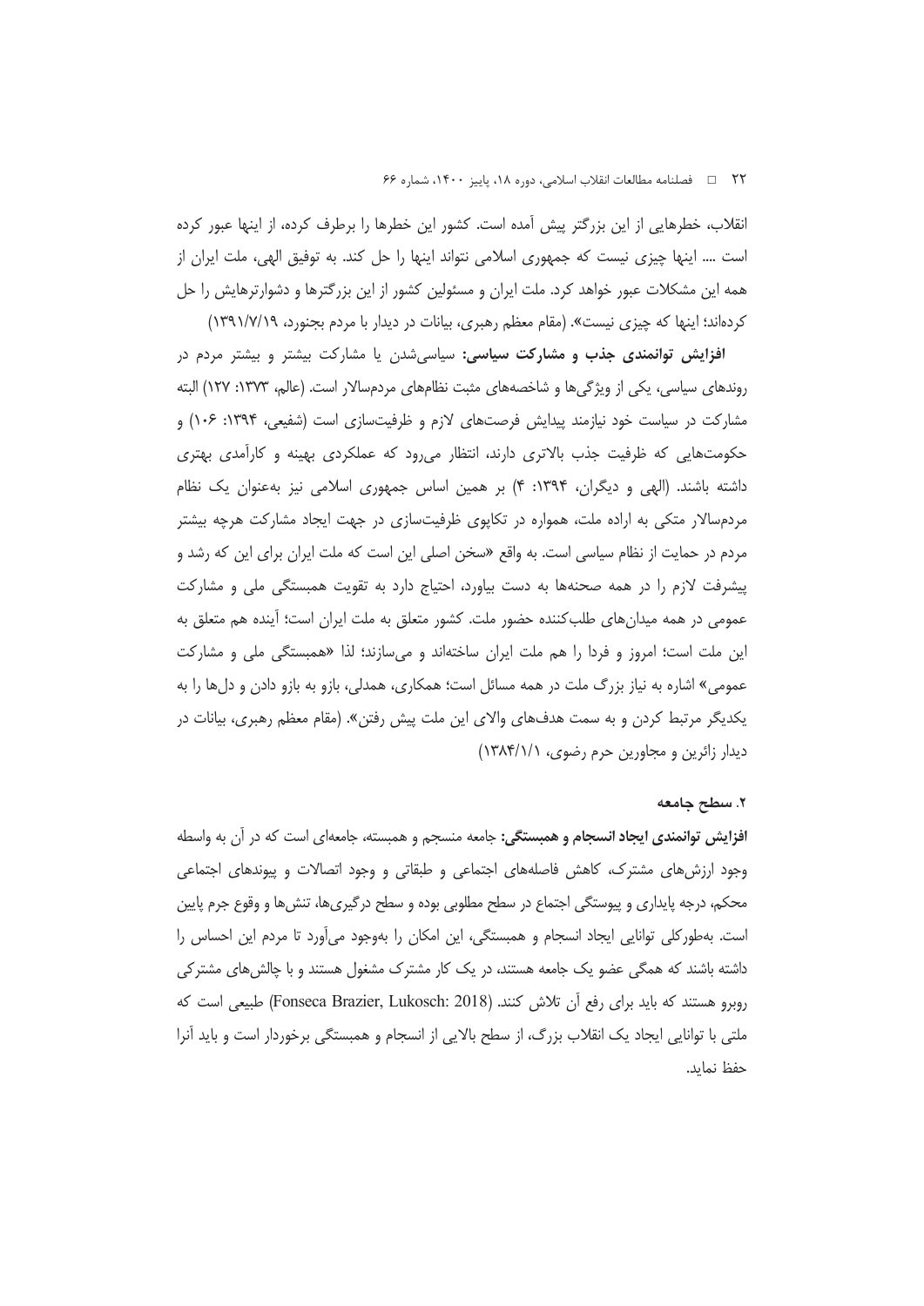انقلاب، خطرهایی از این بزرگتر پیش آمده است. کشور این خطرها را برطرف کرده، از اینها عبور کرده است .... اینها چیزی نیست که جمهوری اسلامی نتواند اینها را حل کند. به توفیق الهی، ملت ایران از همه این مشکلات عبور خواهد کرد. ملت ایران و مسئولین کشور از این بزرگترها و دشوارترهایش را حل کرده‌اند؛ اینها که چیزی نیست». (مقام معظم رهبری، بیانات در دیدار با مردم بجنورد، ۱۳۹۱/۷/۱۹)

**افزایش توانمندی جذب و مشارکت سیاسی:** سیاسی‌شدن یا مشارکت بیشتر و بیشتر مردم در روندهای سیاسی، یکی از ویژگی‌ها و شاخصه‌های مثبت نظام‌های مردم‌سالار است. (عالم، ۱۳۷۳: ۱۲۷) البته مشارکت در سیاست خود نیازمند پیدایش فرصت‌های لازم و ظرفیت‌سازی است (شفیعی، ۱۳۹۴: ۱۰۶) و حکومت‌هایی که ظرفیت جذب بالاتری دارند، انتظار می‌رود که عملکردی بهینه و کارآمدی بهتری داشته باشند. (الهی و دیگران، ۱۳۹۴: ۴) بر همین اساس جمهوری اسلامی نیز به‌عنوان یک نظام مردم‌سالار متکی به اراده ملت، همواره در تکاپوی ظرفیت‌سازی در جهت ایجاد مشارکت هرچه بیشتر مردم در حمایت از نظام سیاسی است. به واقع «سخن اصلی این است که ملت ایران برای این که رشد و پیشرفت لازم را در همه صحنه‌ها به دست بیاورد، احتیاج دارد به تقویت همبستگی ملی و مشارکت عمومی در همه میدان‌های طلب‌کننده حضور ملت. کشور متعلق به ملت ایران است؛ آینده هم متعلق به این ملت است؛ امروز و فردا را هم ملت ایران ساخته‌اند و می‌سازند؛ لذا «همبستگی ملی و مشارکت عمومی» اشاره به نیاز بزرگ ملت در همه مسائل است؛ همکاری، همدلی، بازو به بازو دادن و دل‌ها را به یکدیگر مرتبط کردن و به سمت هدف‌های والای این ملت پیش رفتن». (مقام معظم رهبری، بیانات در دیدار زائرین و مجاورین حرم رضوی، ۱۳۸۴/۱/۱)

### ۲. سطح جامعه

**افزایش توانمندی ایجاد انسجام و همبستگی:** جامعه منسجم و همبسته، جامعه‌ای است که در آن به واسطه وجود ارزش‌های مشترک، کاهش فاصله‌های اجتماعی و طبقاتی و وجود اتصالات و پیوندهای اجتماعی محکم، درجه پایداری و پیوستگی اجتماع در سطح مطلوبی بوده و سطح درگیری‌ها، تنش‌ها و وقوع جرم پایین است. به‌طورکلی توانایی ایجاد انسجام و همبستگی، این امکان را به‌وجود می‌آورد تا مردم این احساس را داشته باشند که همگی عضو یک جامعه هستند، در یک کار مشترک مشغول هستند و با چالش‌های مشترکی روبرو هستند که باید برای رفع آن تلاش کنند. (Fonseca Brazier, Lukosch: 2018) طبیعی است که ملتی با توانایی ایجاد یک انقلاب بزرگ، از سطح بالایی از انسجام و همبستگی برخوردار است و باید آنرا حفظ نماید.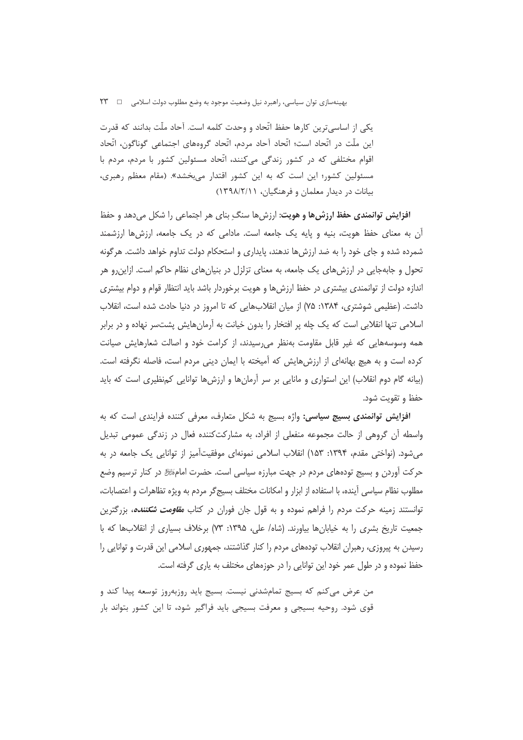یکی از اساسی‌ترین کارها حفظ اتّحاد و وحدت کلمه است. آحاد ملّت بدانند که قدرت این ملّت در اتّحاد است؛ اتّحاد آحاد مردم، اتّحاد گروه‌های اجتماعی گوناگون، اتّحاد اقوام مختلفی که در کشور زندگی می‌کنند، اتّحاد مسئولین کشور با مردم، مردم با مسئولین کشور؛ این است که به این کشور اقتدار می‌بخشد». (مقام معظم رهبری، بیانات در دیدار معلمان و فرهنگیان، ۱۳۹۸/۲/۱۱)

**افزایش توانمندی حفظ ارزش‌ها و هویت:** ارزش‌ها سنگِ بنای هر اجتماعی را شکل می‌دهد و حفظ آن به معنای حفظ هویت، بنیه و پایه یک جامعه است. مادامی که در یک جامعه، ارزش‌ها ارزشمند شمرده شده و جای خود را به ضد ارزش‌ها ندهند، پایداری و استحکام دولت تداوم خواهد داشت. هرگونه تحول و جابه‌جایی در ارزش‌های یک جامعه، به معنای تزلزل در بنیان‌های نظام حاکم است. ازاین‌رو هر اندازه دولت از توانمندی بیشتری در حفظ ارزش‌ها و هویت برخوردار باشد باید انتظار قوام و دوام بیشتری داشت. (عظیمی شوشتری، ۱۳۸۴: ۷۵) از میان انقلاب‌هایی که تا امروز در دنیا حادث شده است، انقلاب اسلامی تنها انقلابی است که یک چله پر افتخار را بدون خیانت به آرمان‌هایش پشت‌سر نهاده و در برابر همه وسوسه‌هایی که غیر قابل مقاومت به‌نظر می‌رسیدند، از کرامت خود و اصالت شعارهایش صیانت کرده است و به هیچ بهانه‌ای از ارزش‌هایش که آمیخته با ایمان دینی مردم است، فاصله نگرفته است. (بیانه گام دوم انقلاب) این استواری و مانایی بر سر آرمان‌ها و ارزش‌ها توانایی کم‌نظیری است که باید حفظ و تقویت شود.

**افزایش توانمندی بسیج سیاسی:** واژه بسیج به شکل متعارف، معرفی کننده فرایندی است که به واسطه آن گروهی از حالت مجموعه منفعلی از افراد، به مشارکت‌کننده فعال در زندگی عمومی تبدیل می‌شود. (نواختی مقدم، ۱۳۹۴: ۱۵۳) انقلاب اسلامی نمونه‌ای موفقیت‌آمیز از توانایی یک جامعه در به حرکت آوردن و بسیج توده‌های مردم در جهت مبارزه سیاسی است. حضرت امامﷺ در کنار ترسیم وضع مطلوب نظام سیاسی آینده، با استفاده از ابزار و امکانات مختلف بسیج‌گر مردم به ویژه تظاهرات و اعتصابات، توانستند زمینه حرکت مردم را فراهم نموده و به قول جان فوران در کتاب ***مقاومت شکننده***، بزرگترین جمعیت تاریخ بشری را به خیابان‌ها بیاورند. (شاه/ علی، ۱۳۹۵: ۷۳) برخلاف بسیاری از انقلاب‌ها که با رسیدن به پیروزی، رهبران انقلاب توده‌های مردم را کنار گذاشتند، جمهوری اسلامی این قدرت و توانایی را حفظ نموده و در طول عمر خود این توانایی را در حوزه‌های مختلف به یاری گرفته است.

من عرض می‌کنم که بسیج تمام‌شدنی نیست. بسیج باید روزبه‌روز توسعه پیدا کند و قوی شود. روحیه بسیجی و معرفت بسیجی باید فراگیر شود، تا این کشور بتواند بار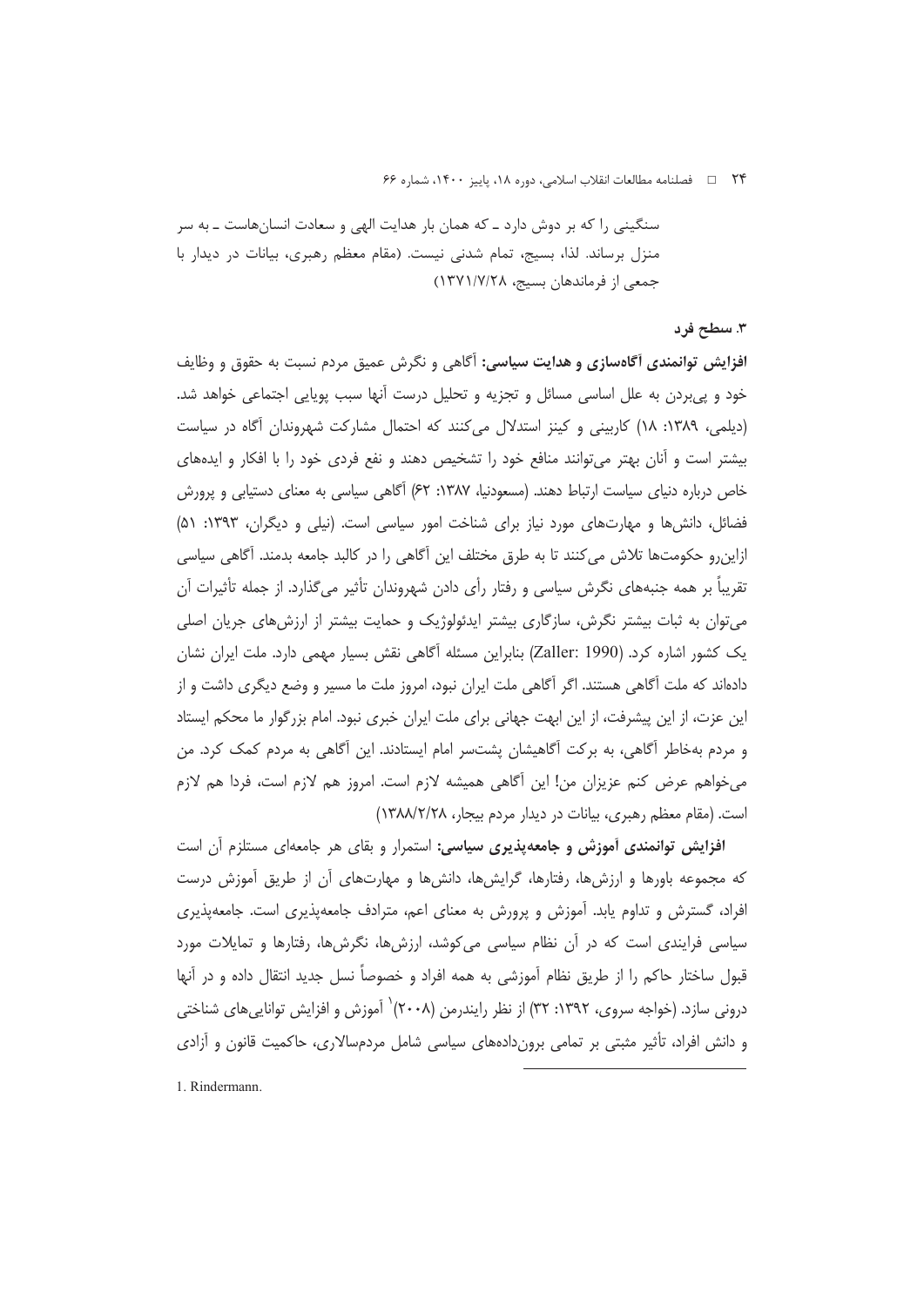سنگینی را که بر دوش دارد ـ که همان بار هدایت الهی و سعادت انسان‌هاست ـ به سر منزل برساند. لذا، بسیج، تمام شدنی نیست. (مقام معظم رهبری، بیانات در دیدار با جمعی از فرماندهان بسیج، ۱۳۷۱/۷/۲۸)

### ۳. سطح فرد

**افزایش توانمندی آگاه‌سازی و هدایت سیاسی:** آگاهی و نگرش عمیق مردم نسبت به حقوق و وظایف خود و پی‌بردن به علل اساسی مسائل و تجزیه و تحلیل درست آنها سبب پویایی اجتماعی خواهد شد. (دیلمی، ۱۳۸۹: ۱۸) کاربینی و کینز استدلال می‌کنند که احتمال مشارکت شهروندان آگاه در سیاست بیشتر است و آنان بهتر می‌توانند منافع خود را تشخیص دهند و نفع فردی خود را با افکار و ایده‌های خاص درباره دنیای سیاست ارتباط دهند. (مسعودنیا، ۱۳۸۷: ۶۲) آگاهی سیاسی به معنای دستیابی و پرورش فضائل، دانش‌ها و مهارت‌های مورد نیاز برای شناخت امور سیاسی است. (نیلی و دیگران، ۱۳۹۳: ۵۱) ازاین‌رو حکومت‌ها تلاش می‌کنند تا به طرق مختلف این آگاهی را در کالبد جامعه بدمند. آگاهی سیاسی تقریباً بر همه جنبه‌های نگرش سیاسی و رفتار رأی دادن شهروندان تأثیر می‌گذارد. از جمله تأثیرات آن می‌توان به ثبات بیشتر نگرش، سازگاری بیشتر ایدئولوژیک و حمایت بیشتر از ارزش‌های جریان اصلی یک کشور اشاره کرد. (Zaller: 1990) بنابراین مسئله آگاهی نقش بسیار مهمی دارد. ملت ایران نشان داده‌اند که ملت آگاهی هستند. اگر آگاهی ملت ایران نبود، امروز ملت ما مسیر و وضع دیگری داشت و از این عزت، از این پیشرفت، از این ابهت جهانی برای ملت ایران خبری نبود. امام بزرگوار ما محکم ایستاد و مردم به‌خاطر آگاهی، به برکت آگاهیشان پشت‌سر امام ایستادند. این آگاهی به مردم کمک کرد. من می‌خواهم عرض کنم عزیزان من! این آگاهی همیشه لازم است. امروز هم لازم است، فردا هم لازم است. (مقام معظم رهبری، بیانات در دیدار مردم بیجار، ۱۳۸۸/۲/۲۸)

**افزایش توانمندی آموزش و جامعه‌پذیری سیاسی:** استمرار و بقای هر جامعه‌ای مستلزم آن است که مجموعه باورها و ارزش‌ها، رفتارها، گرایش‌ها، دانش‌ها و مهارت‌های آن از طریق آموزش درست افراد، گسترش و تداوم یابد. آموزش و پرورش به معنای اعم، مترادف جامعه‌پذیری است. جامعه‌پذیری سیاسی فرایندی است که در آن نظام سیاسی می‌کوشد، ارزش‌ها، نگرش‌ها، رفتارها و تمایلات مورد قبول ساختار حاکم را از طریق نظام آموزشی به همه افراد و خصوصاً نسل جدید انتقال داده و در آنها درونی سازد. (خواجه سروی، ۱۳۹۲: ۳۲) از نظر رایندرمن (۲۰۰۸)[1] آموزش و افزایش توانایی‌های شناختی و دانش افراد، تأثیر مثبتی بر تمامی برون‌داده‌های سیاسی شامل مردم‌سالاری، حاکمیت قانون و آزادی

1. Rindermann.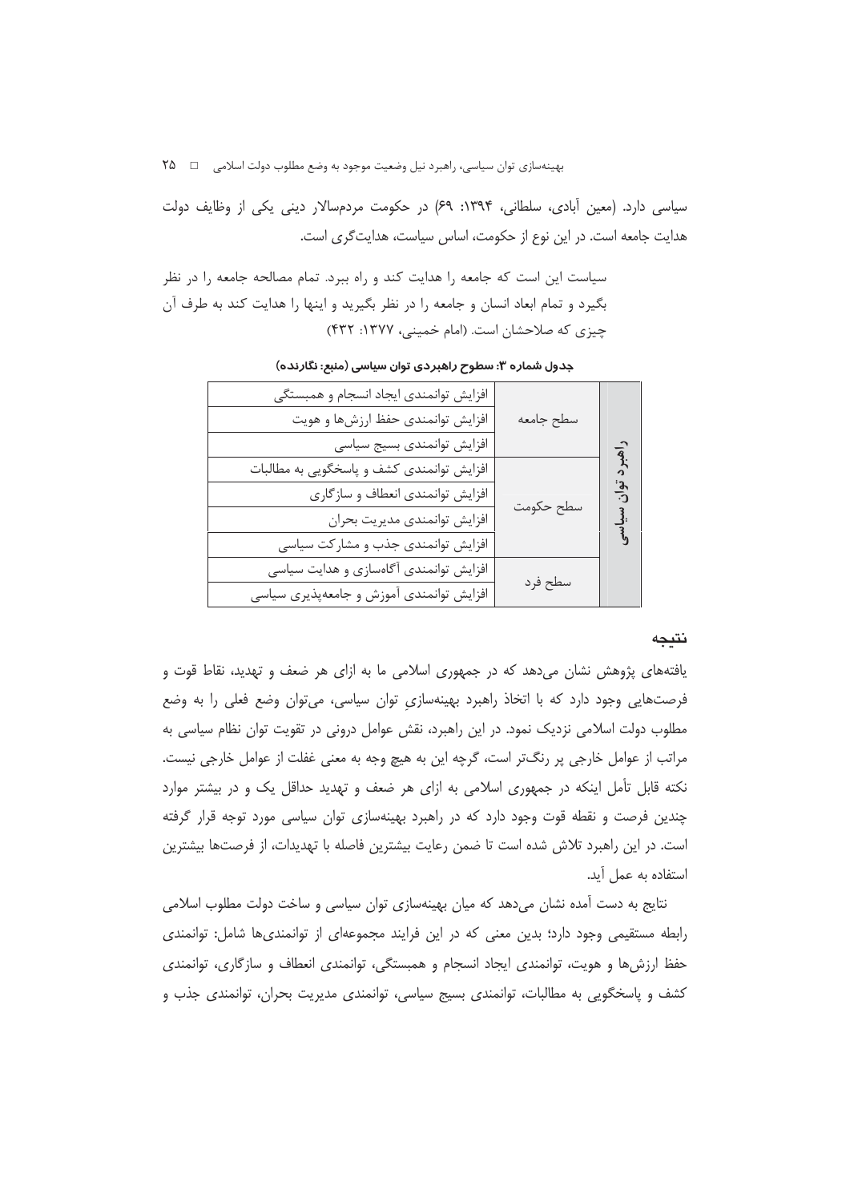سیاسی دارد. (معین آبادی، سلطانی، ۱۳۹۴: ۶۹) در حکومت مردم‌سالار دینی یکی از وظایف دولت هدایت جامعه است. در این نوع از حکومت، اساس سیاست، هدایت‌گری است.

> سیاست این است که جامعه را هدایت کند و راه ببرد. تمام مصالحه جامعه را در نظر بگیرد و تمام ابعاد انسان و جامعه را در نظر بگیرید و اینها را هدایت کند به طرف آن چیزی که صلاحشان است. (امام خمینی، ۱۳۷۷: ۴۳۲)

**جدول شماره ۳: سطوح راهبردی توان سیاسی (منبع: نگارنده)**

| راهبرد توان سیاسی | سطح | توانمندی |
|---|---|---|
| راهبرد توان سیاسی | سطح جامعه | افزایش توانمندی ایجاد انسجام و همبستگی |
| | | افزایش توانمندی حفظ ارزش‌ها و هویت |
| | | افزایش توانمندی بسیج سیاسی |
| | سطح حکومت | افزایش توانمندی کشف و پاسخگویی به مطالبات |
| | | افزایش توانمندی انعطاف و سازگاری |
| | | افزایش توانمندی مدیریت بحران |
| | | افزایش توانمندی جذب و مشارکت سیاسی |
| | سطح فرد | افزایش توانمندی آگاه‌سازی و هدایت سیاسی |
| | | افزایش توانمندی آموزش و جامعه‌پذیری سیاسی |

## نتیجه

یافته‌های پژوهش نشان می‌دهد که در جمهوری اسلامی ما به ازای هر ضعف و تهدید، نقاط قوت و فرصت‌هایی وجود دارد که با اتخاذ راهبرد بهینه‌سازیِ توان سیاسی، می‌توان وضع فعلی را به وضع مطلوب دولت اسلامی نزدیک نمود. در این راهبرد، نقش عوامل درونی در تقویت توان نظام سیاسی به مراتب از عوامل خارجی پر رنگ‌تر است، گرچه این به هیچ وجه به معنی غفلت از عوامل خارجی نیست. نکته قابل تأمل اینکه در جمهوری اسلامی به ازای هر ضعف و تهدید حداقل یک و در بیشتر موارد چندین فرصت و نقطه قوت وجود دارد که در راهبرد بهینه‌سازی توان سیاسی مورد توجه قرار گرفته است. در این راهبرد تلاش شده است تا ضمن رعایت بیشترین فاصله با تهدیدات، از فرصت‌ها بیشترین استفاده به عمل آید.

نتایج به دست آمده نشان می‌دهد که میان بهینه‌سازی توان سیاسی و ساخت دولت مطلوب اسلامی رابطه مستقیمی وجود دارد؛ بدین معنی که در این فرایند مجموعه‌ای از توانمندی‌ها شامل: توانمندی حفظ ارزش‌ها و هویت، توانمندی ایجاد انسجام و همبستگی، توانمندی انعطاف و سازگاری، توانمندی کشف و پاسخگویی به مطالبات، توانمندی بسیج سیاسی، توانمندی مدیریت بحران، توانمندی جذب و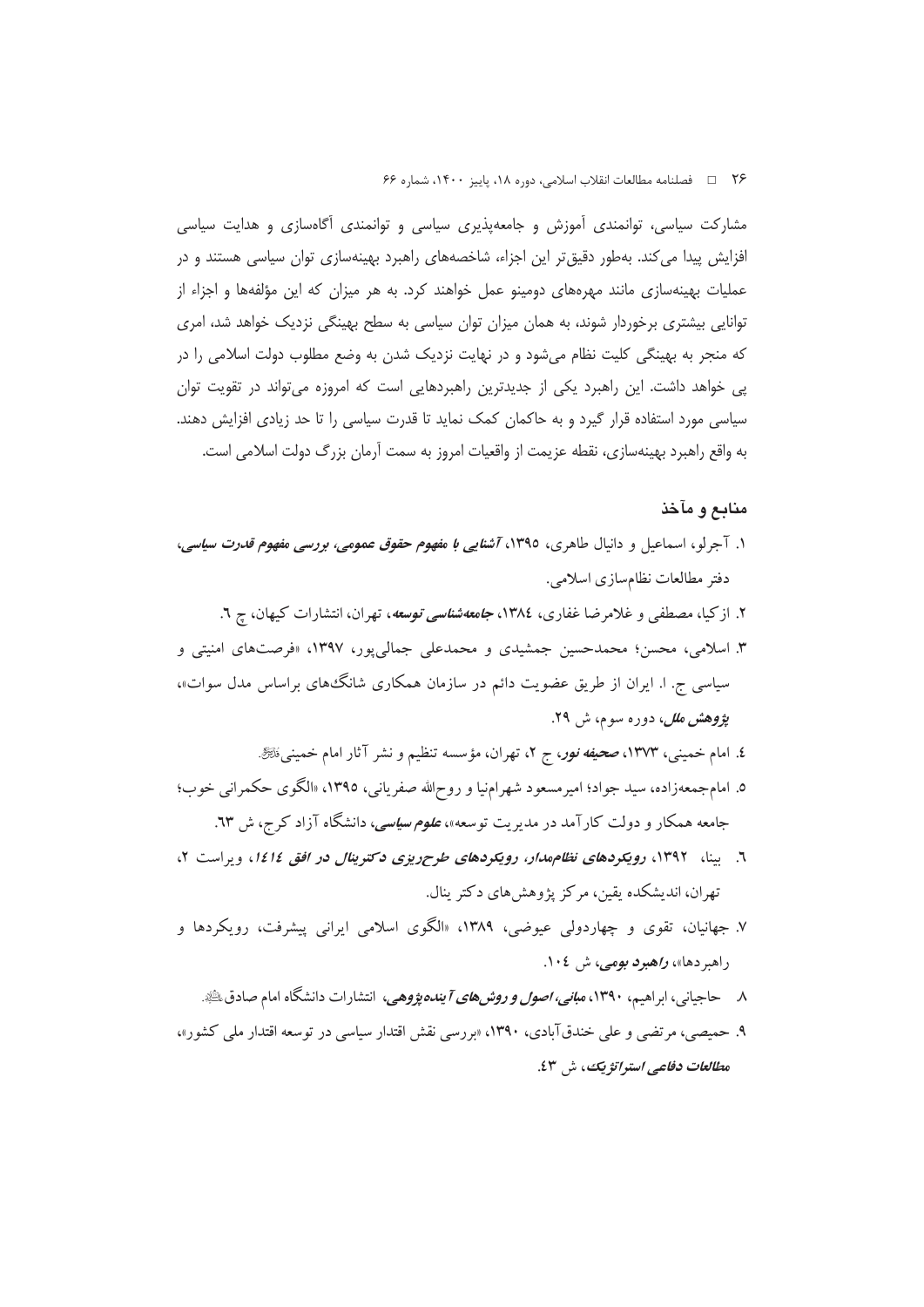مشارکت سیاسی، توانمندی آموزش و جامعه‌پذیری سیاسی و توانمندی آگاه‌سازی و هدایت سیاسی افزایش پیدا می‌کند. به‌طور دقیق‌تر این اجزاء، شاخصه‌های راهبرد بهینه‌سازی توان سیاسی هستند و در عملیات بهینه‌سازی مانند مهره‌های دومینو عمل خواهند کرد. به هر میزان که این مؤلفه‌ها و اجزاء از توانایی بیشتری برخوردار شوند، به همان میزان توان سیاسی به سطح بهینگی نزدیک خواهد شد، امری که منجر به بهینگی کلیت نظام می‌شود و در نهایت نزدیک شدن به وضع مطلوب دولت اسلامی را در پی خواهد داشت. این راهبرد یکی از جدیدترین راهبردهایی است که امروزه می‌تواند در تقویت توان سیاسی مورد استفاده قرار گیرد و به حاکمان کمک نماید تا قدرت سیاسی را تا حد زیادی افزایش دهند. به واقع راهبرد بهینه‌سازی، نقطه عزیمت از واقعیات امروز به سمت آرمان بزرگ دولت اسلامی است.

## منابع و مآخذ

۱. آجرلو، اسماعیل و دانیال طاهری، ۱۳۹۵، ***آشنایی با مفهوم حقوق عمومی، بررسی مفهوم قدرت سیاسی***، دفتر مطالعات نظام‌سازی اسلامی.

۲. ازکیا، مصطفی و غلامرضا غفاری، ۱۳۸٤، ***جامعه‌شناسی توسعه***، تهران، انتشارات کیهان، چ ٦.

۳. اسلامی، محسن؛ محمدحسین جمشیدی و محمدعلی جمالی‌پور، ۱۳۹۷، «فرصت‌های امنیتی و سیاسی ج. ا. ایران از طریق عضویت دائم در سازمان همکاری شانگ‌های براساس مدل سوات»، ***پژوهش ملل***، دوره سوم، ش ۲۹.

٤. امام خمینی، ۱۳۷۳، ***صحیفه نور***، ج ۲، تهران، مؤسسه تنظیم و نشر آثار امام خمینی.

٥. امام‌جمعه‌زاده، سید جواد؛ امیرمسعود شهرام‌نیا و روح‌الله صفریانی، ۱۳۹٥، «الگوی حکمرانی خوب؛ جامعه همکار و دولت کارآمد در مدیریت توسعه»، ***علوم سیاسی***، دانشگاه آزاد کرج، ش ٦۳.

٦. بینا، ۱۳۹۲، ***رویکردهای نظام‌مدار، رویکردهای طرح‌ریزی دکترینال در افق ۱٤۱٤***، ویراست ۲، تهران، اندیشکده یقین، مرکز پژوهش‌های دکتر ینال.

۷. جهانیان، تقوی و چهاردولی عیوضی، ۱۳۸۹، «الگوی اسلامی ایرانی پیشرفت، رویکردها و راهبردها»، ***راهبرد بومی***، ش ۱۰٤.

۸. حاجیانی، ابراهیم، ۱۳۹۰، ***مبانی، اصول و روش‌های آینده‌پژوهی***، انتشارات دانشگاه امام صادق.

۹. حمیصی، مرتضی و علی خندق‌آبادی، ۱۳۹۰، «بررسی نقش اقتدار سیاسی در توسعه اقتدار ملی کشور»، ***مطالعات دفاعی استراتژیک***، ش ٤۳.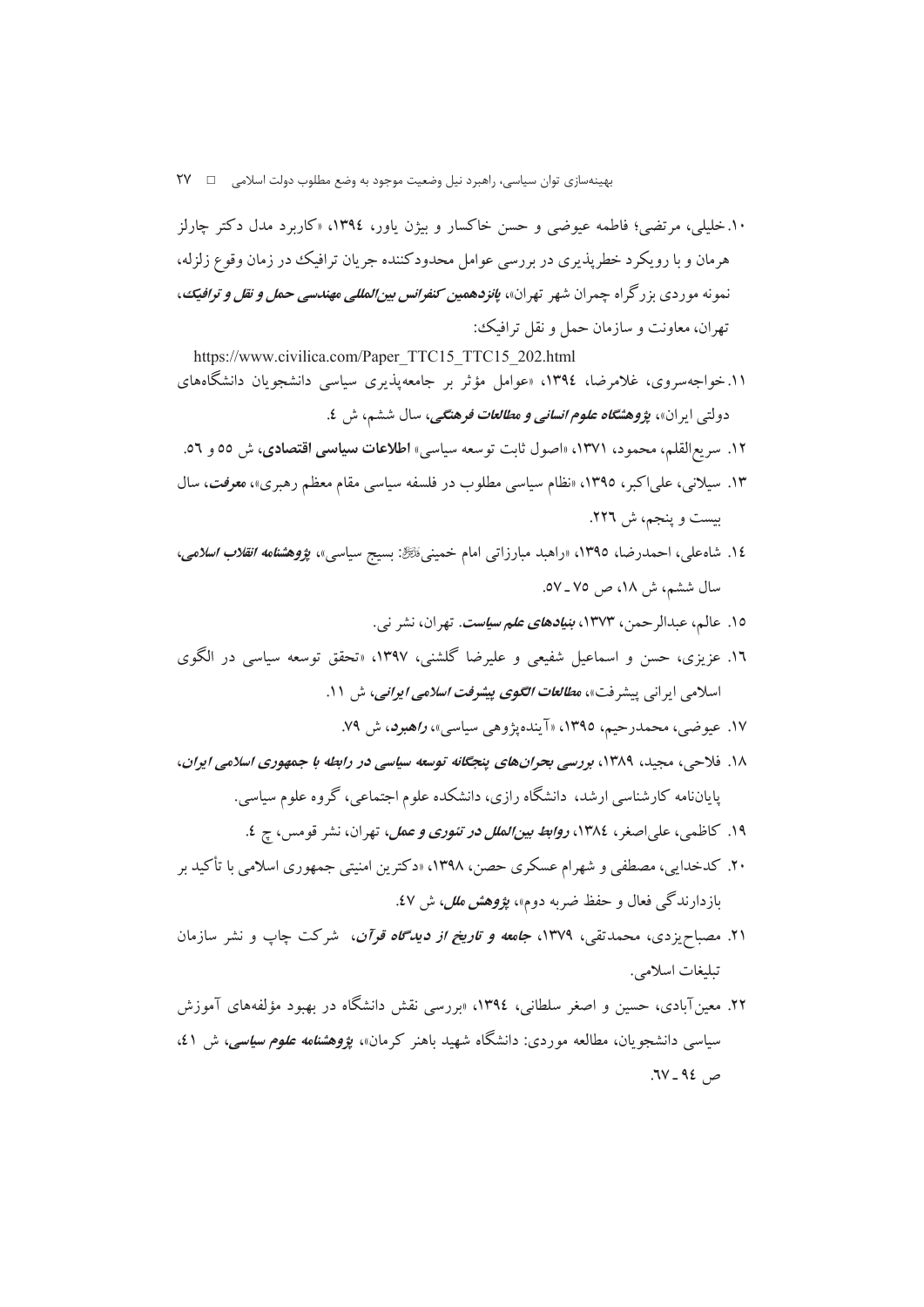۱۰. خلیلی، مرتضی؛ فاطمه عیوضی و حسن خاکسار و بیژن یاور، ۱۳۹٤، «کاربرد مدل دکتر چارلز هرمان و با رویکرد خطرپذیری در بررسی عوامل محدودکننده جریان ترافیک در زمان وقوع زلزله، نمونه موردی بزرگراه چمران شهر تهران»، ***پانزدهمین کنفرانس بین‌المللی مهندسی حمل و نقل و ترافیک***، تهران، معاونت و سازمان حمل و نقل ترافیک:

https://www.civilica.com/Paper_TTC15_TTC15_202.html

۱۱. خواجه‌سروی، غلامرضا، ۱۳۹٤، «عوامل مؤثر بر جامعه‌پذیری سیاسی دانشجویان دانشگاه‌های دولتی ایران»، ***پژوهشگاه علوم انسانی و مطالعات فرهنگی***، سال ششم، ش ٤.

۱۲. سریع‌القلم، محمود، ۱۳۷۱، «اصول ثابت توسعه سیاسی» **اطلاعات سیاسی اقتصادی**، ش ٥٥ و ٥٦.

۱۳. سیلانی، علی‌اکبر، ۱۳۹٥، «نظام سیاسی مطلوب در فلسفه سیاسی مقام معظم رهبری»، ***معرفت***، سال بیست و پنجم، ش ۲۲٦.

۱٤. شاه‌علی، احمدرضا، ۱۳۹٥، «راهبد مبارزاتی امام خمینی﷫: بسیج سیاسی»، ***پژوهشنامه انقلاب اسلامی***، سال ششم، ش ۱۸، ص ۷٥ ـ ٥۷.

۱٥. عالم، عبدالرحمن، ۱۳۷۳، ***بنیادهای علم سیاست***. تهران، نشر نی.

۱٦. عزیزی، حسن و اسماعیل شفیعی و علیرضا گلشنی، ۱۳۹۷، «تحقق توسعه سیاسی در الگوی اسلامی ایرانی پیشرفت»، ***مطالعات الگوی پیشرفت اسلامی ایرانی***، ش ۱۱.

۱۷. عیوضی، محمدرحیم، ۱۳۹٥، «آینده‌پژوهی سیاسی»، ***راهبرد***، ش ۷۹.

۱۸. فلاحی، مجید، ۱۳۸۹، ***بررسی بحران‌های پنجگانه توسعه سیاسی در رابطه با جمهوری اسلامی ایران***، پایان‌نامه کارشناسی ارشد، دانشگاه رازی، دانشکده علوم اجتماعی، گروه علوم سیاسی.

۱۹. کاظمی، علی‌اصغر، ۱۳۸٤، ***روابط بین‌الملل در تئوری و عمل***، تهران، نشر قومس، چ ٤.

۲۰. کدخدایی، مصطفی و شهرام عسکری حصن، ۱۳۹۸، «دکترین امنیتی جمهوری اسلامی با تأکید بر بازدارندگی فعال و حفظ ضربه دوم»، ***پژوهش ملل***، ش ٤۷.

۲۱. مصباح‌یزدی، محمدتقی، ۱۳۷۹، ***جامعه و تاریخ از دیدگاه قرآن***، شرکت چاپ و نشر سازمان تبلیغات اسلامی.

۲۲. معین‌آبادی، حسین و اصغر سلطانی، ۱۳۹٤، «بررسی نقش دانشگاه در بهبود مؤلفه‌های آموزش سیاسی دانشجویان، مطالعه موردی: دانشگاه شهید باهنر کرمان»، ***پژوهشنامه علوم سیاسی***، ش ٤۱، ص ۹٤ ـ ٦۷.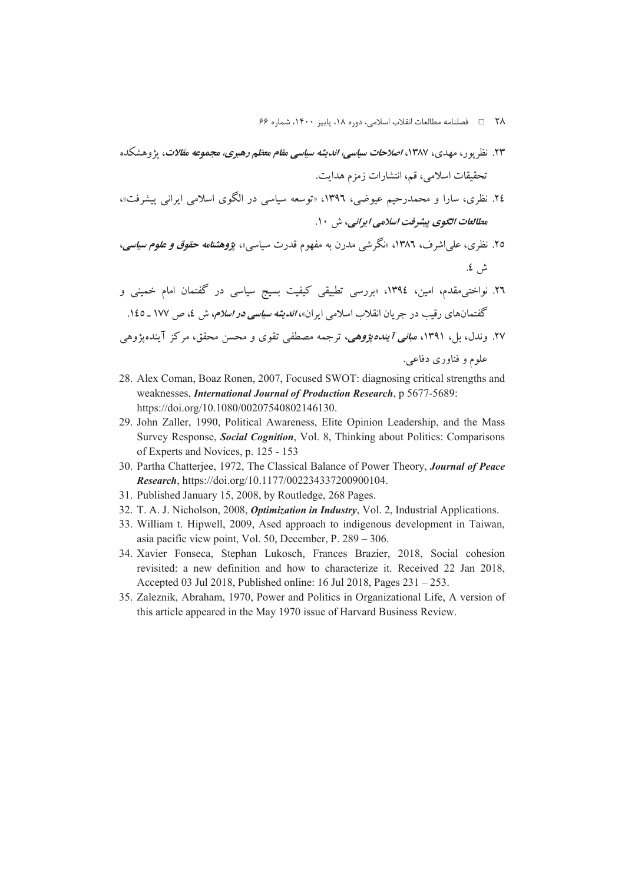۲۳. نظرپور، مهدی، ۱۳۸۷، ***اصلاحات سیاسی، اندیشه سیاسی مقام معظم رهبری، مجموعه مقالات***، پژوهشکده تحقیقات اسلامی، قم، انتشارات زمزم هدایت.

۲٤. نظری، سارا و محمدرحیم عیوضی، ۱۳۹٦، «توسعه سیاسی در الگوی اسلامی ایرانی پیشرفت»، ***مطالعات الگوی پیشرفت اسلامی ایرانی***، ش ۱۰.

۲۵. نظری، علی‌اشرف، ۱۳۸٦، «نگرشی مدرن به مفهوم قدرت سیاسی»، ***پژوهشنامه حقوق و علوم سیاسی***، ش ٤.

۲٦. نواختی‌مقدم، امین، ۱۳۹٤، «بررسی تطبیقی کیفیت بسیج سیاسی در گفتمان امام خمینی و گفتمان‌های رقیب در جریان انقلاب اسلامی ایران»، ***اندیشه سیاسی در اسلام***، ش ٤، ص ۱۷۷ ـ ۱٤۵.

۲۷. وندل، بل، ۱۳۹۱، ***مبانی آینده‌پژوهی***، ترجمه مصطفی تقوی و محسن محقق، مرکز آینده‌پژوهی علوم و فناوری دفاعی.

28. Alex Coman, Boaz Ronen, 2007, Focused SWOT: diagnosing critical strengths and weaknesses, ***International Journal of Production Research***, p 5677-5689: https://doi.org/10.1080/00207540802146130.

29. John Zaller, 1990, Political Awareness, Elite Opinion Leadership, and the Mass Survey Response, ***Social Cognition***, Vol. 8, Thinking about Politics: Comparisons of Experts and Novices, p. 125 - 153

30. Partha Chatterjee, 1972, The Classical Balance of Power Theory, ***Journal of Peace Research***, https://doi.org/10.1177/002234337200900104.

31. Published January 15, 2008, by Routledge, 268 Pages.

32. T. A. J. Nicholson, 2008, ***Optimization in Industry***, Vol. 2, Industrial Applications.

33. William t. Hipwell, 2009, Ased approach to indigenous development in Taiwan, asia pacific view point, Vol. 50, December, P. 289 – 306.

34. Xavier Fonseca, Stephan Lukosch, Frances Brazier, 2018, Social cohesion revisited: a new definition and how to characterize it. Received 22 Jan 2018, Accepted 03 Jul 2018, Published online: 16 Jul 2018, Pages 231 – 253.

35. Zaleznik, Abraham, 1970, Power and Politics in Organizational Life, A version of this article appeared in the May 1970 issue of Harvard Business Review.